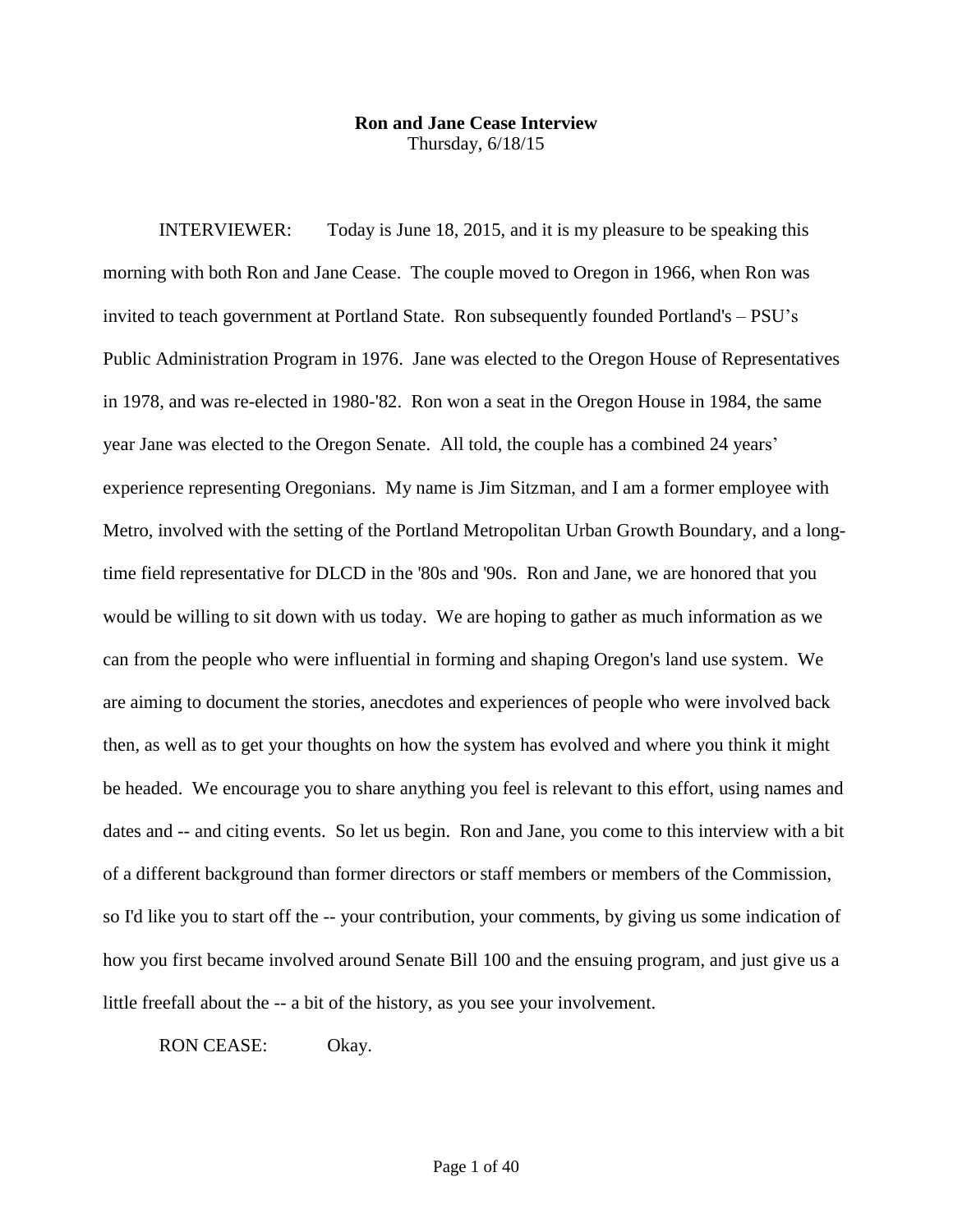**Ron and Jane Cease Interview**
Thursday, 6/18/15

INTERVIEWER: Today is June 18, 2015, and it is my pleasure to be speaking this morning with both Ron and Jane Cease. The couple moved to Oregon in 1966, when Ron was invited to teach government at Portland State. Ron subsequently founded Portland's – PSU's Public Administration Program in 1976. Jane was elected to the Oregon House of Representatives in 1978, and was re-elected in 1980-'82. Ron won a seat in the Oregon House in 1984, the same year Jane was elected to the Oregon Senate. All told, the couple has a combined 24 years' experience representing Oregonians. My name is Jim Sitzman, and I am a former employee with Metro, involved with the setting of the Portland Metropolitan Urban Growth Boundary, and a long-time field representative for DLCD in the '80s and '90s. Ron and Jane, we are honored that you would be willing to sit down with us today. We are hoping to gather as much information as we can from the people who were influential in forming and shaping Oregon's land use system. We are aiming to document the stories, anecdotes and experiences of people who were involved back then, as well as to get your thoughts on how the system has evolved and where you think it might be headed. We encourage you to share anything you feel is relevant to this effort, using names and dates and -- and citing events. So let us begin. Ron and Jane, you come to this interview with a bit of a different background than former directors or staff members or members of the Commission, so I'd like you to start off the -- your contribution, your comments, by giving us some indication of how you first became involved around Senate Bill 100 and the ensuing program, and just give us a little freefall about the -- a bit of the history, as you see your involvement.

RON CEASE: Okay.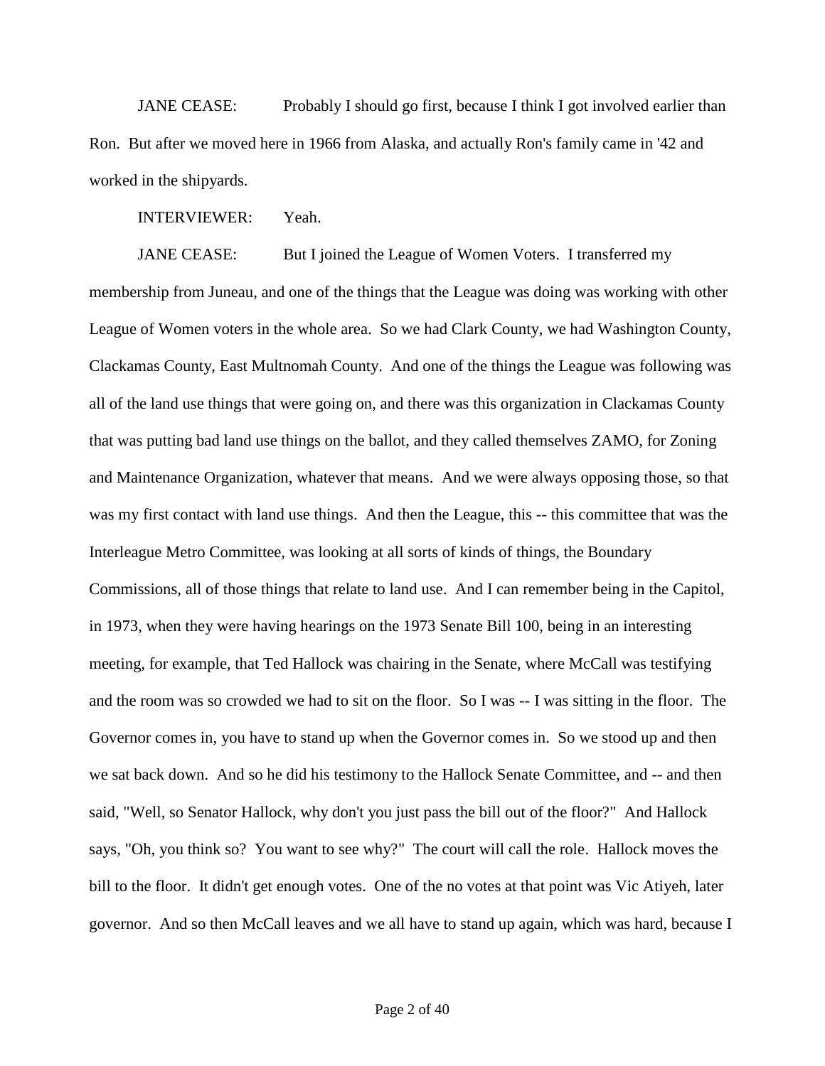JANE CEASE: Probably I should go first, because I think I got involved earlier than Ron. But after we moved here in 1966 from Alaska, and actually Ron's family came in '42 and worked in the shipyards.

INTERVIEWER: Yeah.

JANE CEASE: But I joined the League of Women Voters. I transferred my membership from Juneau, and one of the things that the League was doing was working with other League of Women voters in the whole area. So we had Clark County, we had Washington County, Clackamas County, East Multnomah County. And one of the things the League was following was all of the land use things that were going on, and there was this organization in Clackamas County that was putting bad land use things on the ballot, and they called themselves ZAMO, for Zoning and Maintenance Organization, whatever that means. And we were always opposing those, so that was my first contact with land use things. And then the League, this -- this committee that was the Interleague Metro Committee, was looking at all sorts of kinds of things, the Boundary Commissions, all of those things that relate to land use. And I can remember being in the Capitol, in 1973, when they were having hearings on the 1973 Senate Bill 100, being in an interesting meeting, for example, that Ted Hallock was chairing in the Senate, where McCall was testifying and the room was so crowded we had to sit on the floor. So I was -- I was sitting in the floor. The Governor comes in, you have to stand up when the Governor comes in. So we stood up and then we sat back down. And so he did his testimony to the Hallock Senate Committee, and -- and then said, "Well, so Senator Hallock, why don't you just pass the bill out of the floor?" And Hallock says, "Oh, you think so? You want to see why?" The court will call the role. Hallock moves the bill to the floor. It didn't get enough votes. One of the no votes at that point was Vic Atiyeh, later governor. And so then McCall leaves and we all have to stand up again, which was hard, because I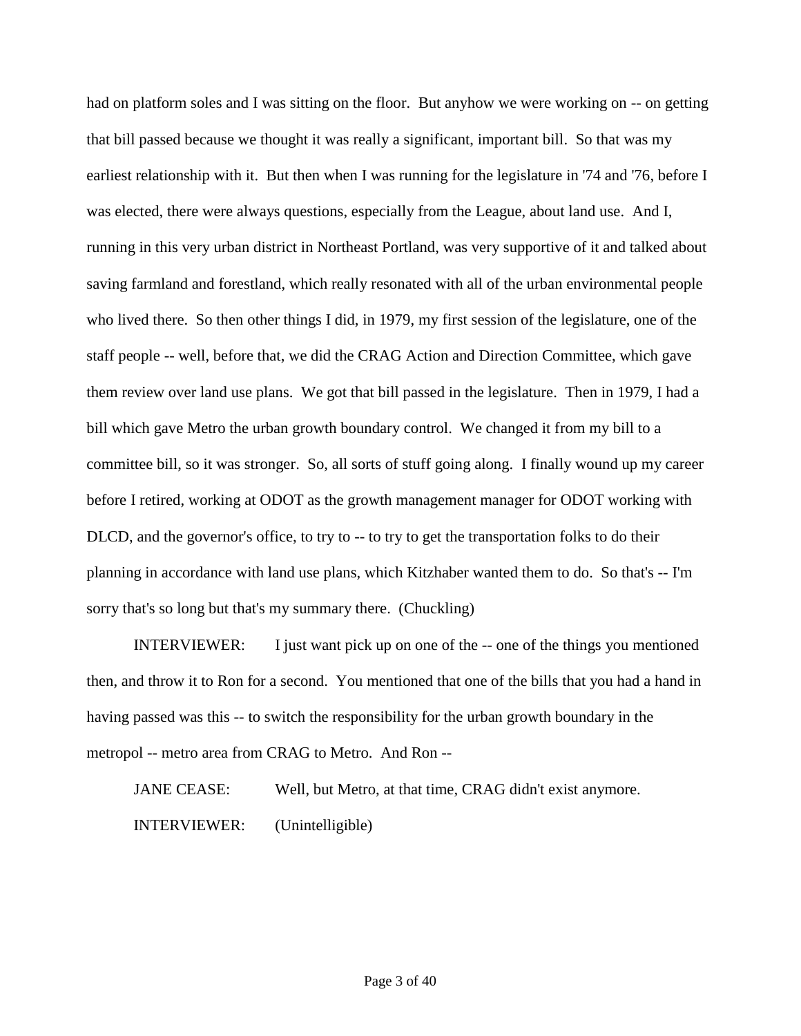had on platform soles and I was sitting on the floor. But anyhow we were working on -- on getting that bill passed because we thought it was really a significant, important bill. So that was my earliest relationship with it. But then when I was running for the legislature in '74 and '76, before I was elected, there were always questions, especially from the League, about land use. And I, running in this very urban district in Northeast Portland, was very supportive of it and talked about saving farmland and forestland, which really resonated with all of the urban environmental people who lived there. So then other things I did, in 1979, my first session of the legislature, one of the staff people -- well, before that, we did the CRAG Action and Direction Committee, which gave them review over land use plans. We got that bill passed in the legislature. Then in 1979, I had a bill which gave Metro the urban growth boundary control. We changed it from my bill to a committee bill, so it was stronger. So, all sorts of stuff going along. I finally wound up my career before I retired, working at ODOT as the growth management manager for ODOT working with DLCD, and the governor's office, to try to -- to try to get the transportation folks to do their planning in accordance with land use plans, which Kitzhaber wanted them to do. So that's -- I'm sorry that's so long but that's my summary there. (Chuckling)

INTERVIEWER: I just want pick up on one of the -- one of the things you mentioned then, and throw it to Ron for a second. You mentioned that one of the bills that you had a hand in having passed was this -- to switch the responsibility for the urban growth boundary in the metropol -- metro area from CRAG to Metro. And Ron --

JANE CEASE: Well, but Metro, at that time, CRAG didn't exist anymore.

INTERVIEWER: (Unintelligible)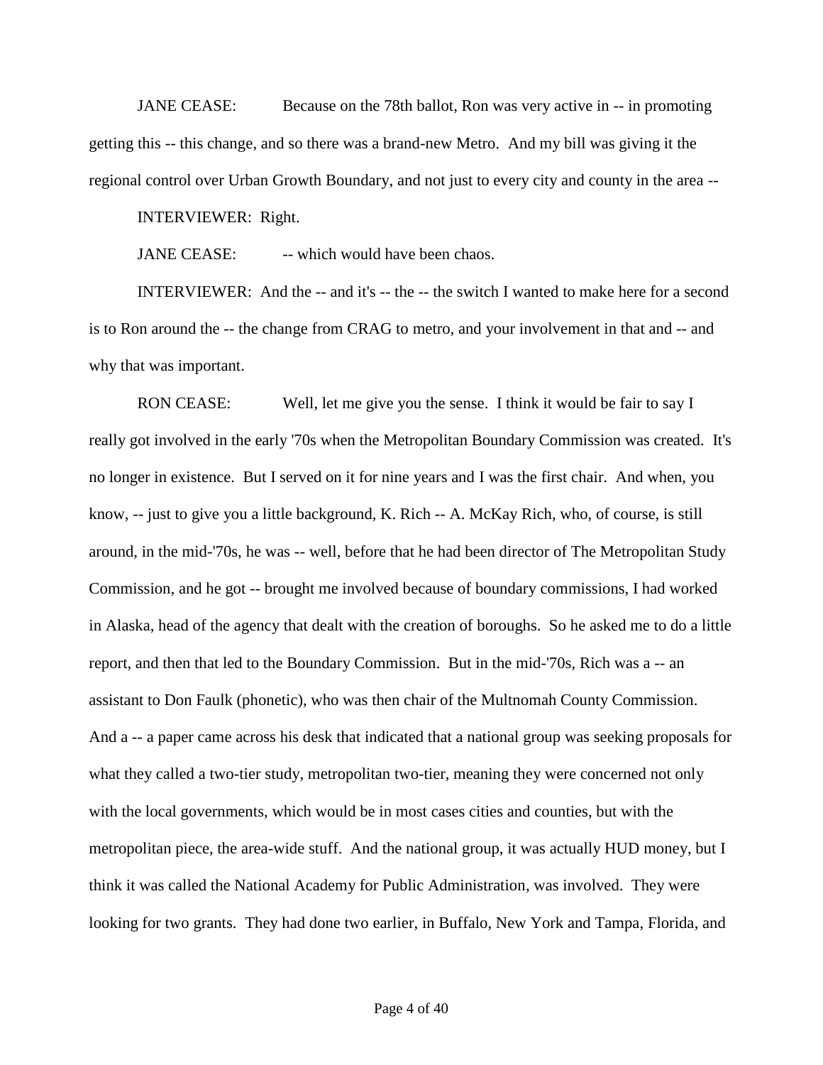JANE CEASE: Because on the 78th ballot, Ron was very active in -- in promoting getting this -- this change, and so there was a brand-new Metro. And my bill was giving it the regional control over Urban Growth Boundary, and not just to every city and county in the area --

INTERVIEWER: Right.

JANE CEASE: -- which would have been chaos.

INTERVIEWER: And the -- and it's -- the -- the switch I wanted to make here for a second is to Ron around the -- the change from CRAG to metro, and your involvement in that and -- and why that was important.

RON CEASE: Well, let me give you the sense. I think it would be fair to say I really got involved in the early '70s when the Metropolitan Boundary Commission was created. It's no longer in existence. But I served on it for nine years and I was the first chair. And when, you know, -- just to give you a little background, K. Rich -- A. McKay Rich, who, of course, is still around, in the mid-'70s, he was -- well, before that he had been director of The Metropolitan Study Commission, and he got -- brought me involved because of boundary commissions, I had worked in Alaska, head of the agency that dealt with the creation of boroughs. So he asked me to do a little report, and then that led to the Boundary Commission. But in the mid-'70s, Rich was a -- an assistant to Don Faulk (phonetic), who was then chair of the Multnomah County Commission. And a -- a paper came across his desk that indicated that a national group was seeking proposals for what they called a two-tier study, metropolitan two-tier, meaning they were concerned not only with the local governments, which would be in most cases cities and counties, but with the metropolitan piece, the area-wide stuff. And the national group, it was actually HUD money, but I think it was called the National Academy for Public Administration, was involved. They were looking for two grants. They had done two earlier, in Buffalo, New York and Tampa, Florida, and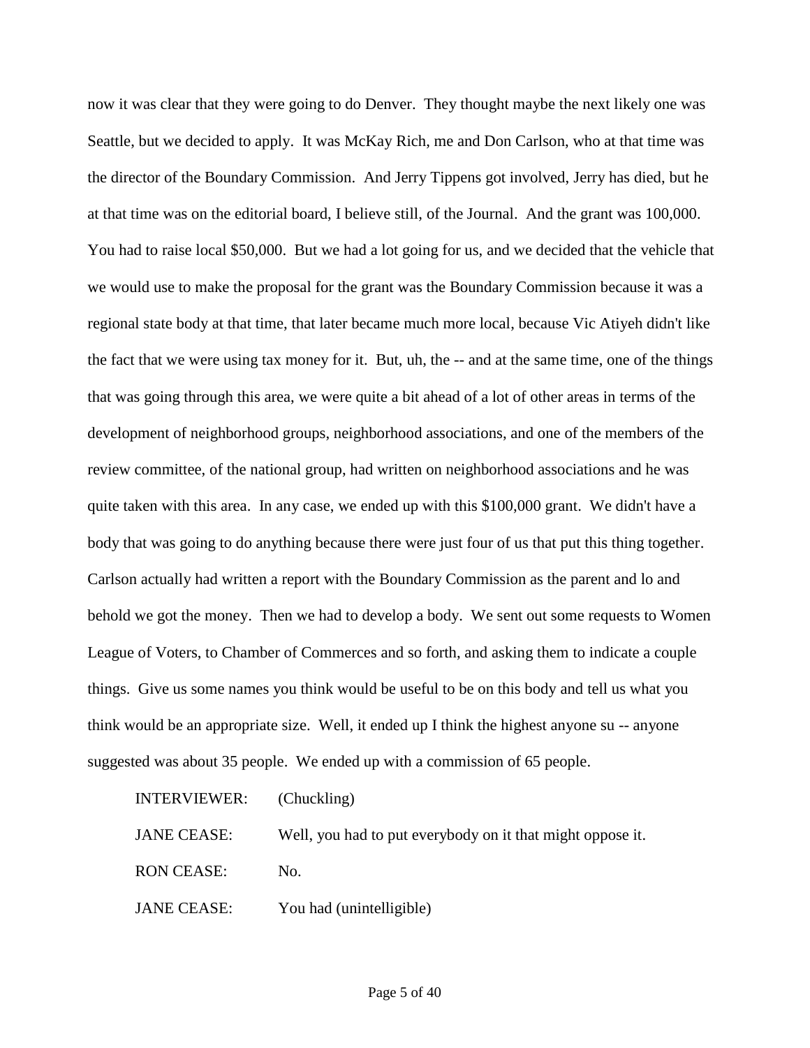now it was clear that they were going to do Denver. They thought maybe the next likely one was Seattle, but we decided to apply. It was McKay Rich, me and Don Carlson, who at that time was the director of the Boundary Commission. And Jerry Tippens got involved, Jerry has died, but he at that time was on the editorial board, I believe still, of the Journal. And the grant was 100,000. You had to raise local $50,000. But we had a lot going for us, and we decided that the vehicle that we would use to make the proposal for the grant was the Boundary Commission because it was a regional state body at that time, that later became much more local, because Vic Atiyeh didn't like the fact that we were using tax money for it. But, uh, the -- and at the same time, one of the things that was going through this area, we were quite a bit ahead of a lot of other areas in terms of the development of neighborhood groups, neighborhood associations, and one of the members of the review committee, of the national group, had written on neighborhood associations and he was quite taken with this area. In any case, we ended up with this $100,000 grant. We didn't have a body that was going to do anything because there were just four of us that put this thing together. Carlson actually had written a report with the Boundary Commission as the parent and lo and behold we got the money. Then we had to develop a body. We sent out some requests to Women League of Voters, to Chamber of Commerces and so forth, and asking them to indicate a couple things. Give us some names you think would be useful to be on this body and tell us what you think would be an appropriate size. Well, it ended up I think the highest anyone su -- anyone suggested was about 35 people. We ended up with a commission of 65 people.

INTERVIEWER: (Chuckling)

JANE CEASE: Well, you had to put everybody on it that might oppose it.

RON CEASE: No.

JANE CEASE: You had (unintelligible)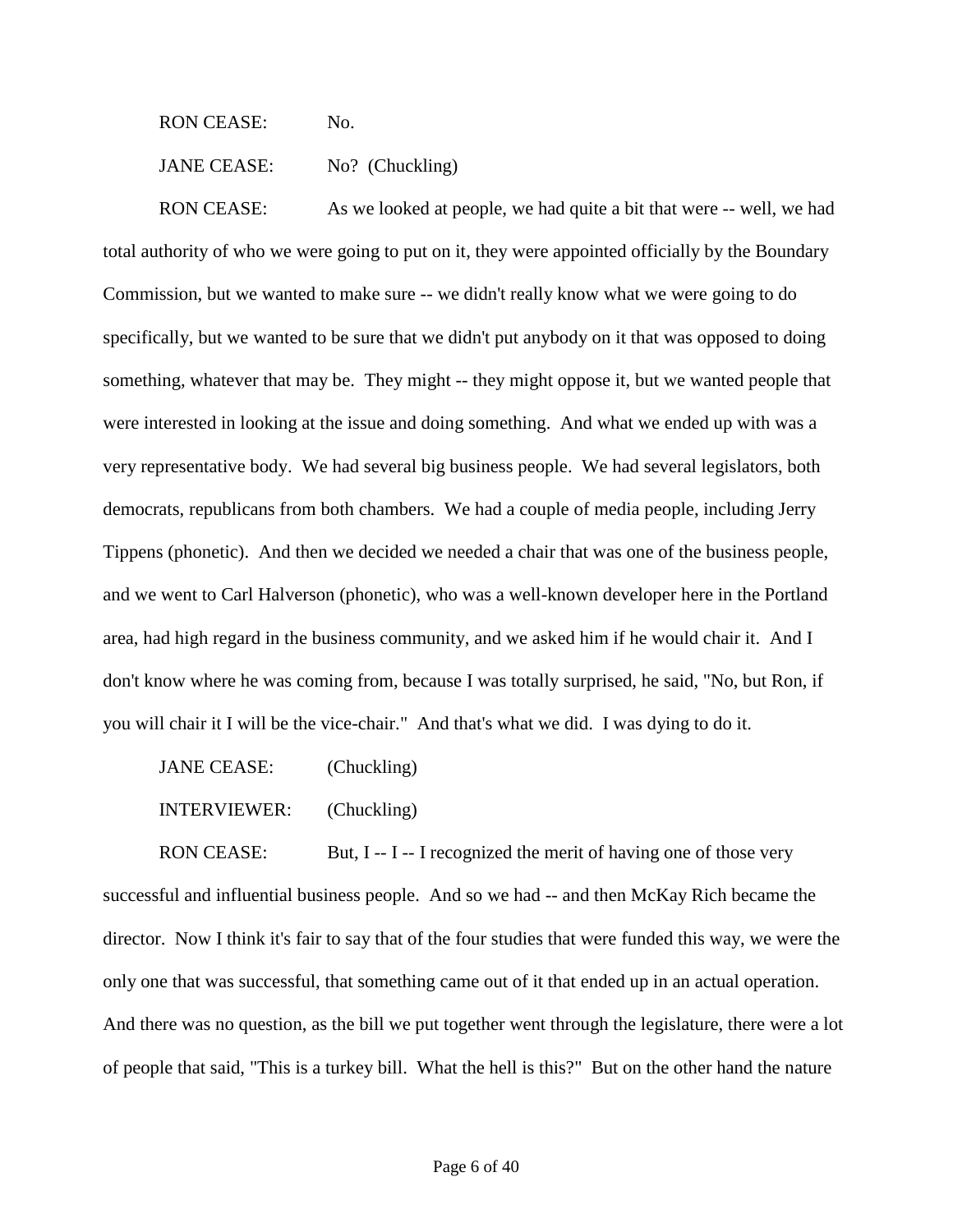RON CEASE: No.

JANE CEASE: No? (Chuckling)

RON CEASE: As we looked at people, we had quite a bit that were -- well, we had total authority of who we were going to put on it, they were appointed officially by the Boundary Commission, but we wanted to make sure -- we didn't really know what we were going to do specifically, but we wanted to be sure that we didn't put anybody on it that was opposed to doing something, whatever that may be. They might -- they might oppose it, but we wanted people that were interested in looking at the issue and doing something. And what we ended up with was a very representative body. We had several big business people. We had several legislators, both democrats, republicans from both chambers. We had a couple of media people, including Jerry Tippens (phonetic). And then we decided we needed a chair that was one of the business people, and we went to Carl Halverson (phonetic), who was a well-known developer here in the Portland area, had high regard in the business community, and we asked him if he would chair it. And I don't know where he was coming from, because I was totally surprised, he said, "No, but Ron, if you will chair it I will be the vice-chair." And that's what we did. I was dying to do it.

JANE CEASE: (Chuckling)

INTERVIEWER: (Chuckling)

RON CEASE: But, I -- I -- I recognized the merit of having one of those very successful and influential business people. And so we had -- and then McKay Rich became the director. Now I think it's fair to say that of the four studies that were funded this way, we were the only one that was successful, that something came out of it that ended up in an actual operation. And there was no question, as the bill we put together went through the legislature, there were a lot of people that said, "This is a turkey bill. What the hell is this?" But on the other hand the nature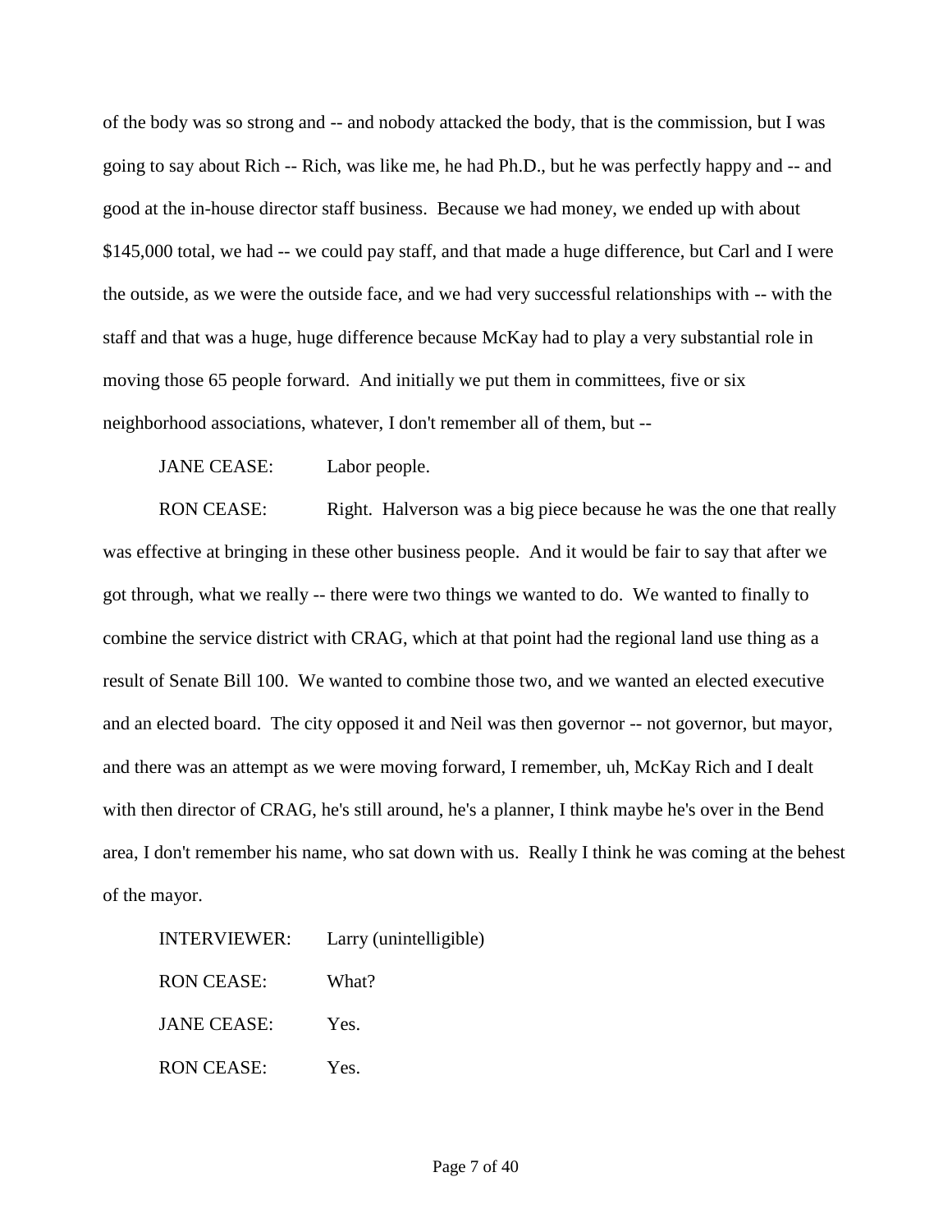of the body was so strong and -- and nobody attacked the body, that is the commission, but I was going to say about Rich -- Rich, was like me, he had Ph.D., but he was perfectly happy and -- and good at the in-house director staff business. Because we had money, we ended up with about $145,000 total, we had -- we could pay staff, and that made a huge difference, but Carl and I were the outside, as we were the outside face, and we had very successful relationships with -- with the staff and that was a huge, huge difference because McKay had to play a very substantial role in moving those 65 people forward. And initially we put them in committees, five or six neighborhood associations, whatever, I don't remember all of them, but --

JANE CEASE: Labor people.

RON CEASE: Right. Halverson was a big piece because he was the one that really was effective at bringing in these other business people. And it would be fair to say that after we got through, what we really -- there were two things we wanted to do. We wanted to finally to combine the service district with CRAG, which at that point had the regional land use thing as a result of Senate Bill 100. We wanted to combine those two, and we wanted an elected executive and an elected board. The city opposed it and Neil was then governor -- not governor, but mayor, and there was an attempt as we were moving forward, I remember, uh, McKay Rich and I dealt with then director of CRAG, he's still around, he's a planner, I think maybe he's over in the Bend area, I don't remember his name, who sat down with us. Really I think he was coming at the behest of the mayor.

INTERVIEWER: Larry (unintelligible)

RON CEASE: What?

JANE CEASE: Yes.

RON CEASE: Yes.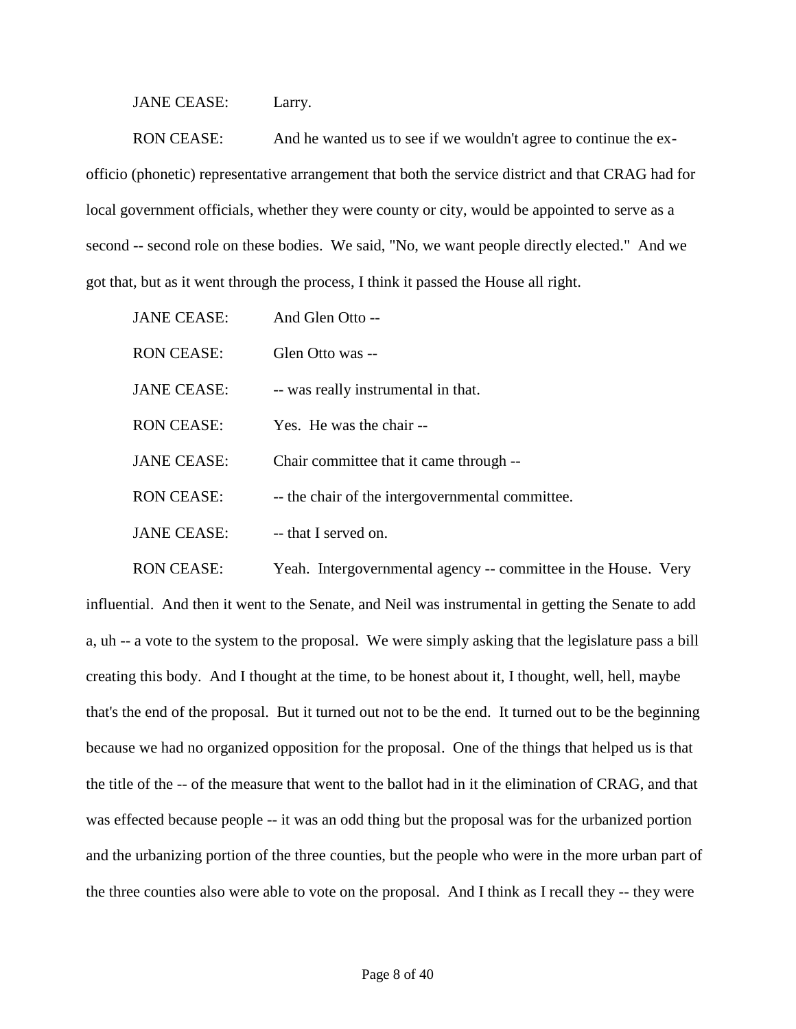JANE CEASE: Larry.

RON CEASE: And he wanted us to see if we wouldn't agree to continue the ex-officio (phonetic) representative arrangement that both the service district and that CRAG had for local government officials, whether they were county or city, would be appointed to serve as a second -- second role on these bodies. We said, "No, we want people directly elected." And we got that, but as it went through the process, I think it passed the House all right.

JANE CEASE: And Glen Otto --

RON CEASE: Glen Otto was --

JANE CEASE: -- was really instrumental in that.

RON CEASE: Yes. He was the chair --

JANE CEASE: Chair committee that it came through --

RON CEASE: -- the chair of the intergovernmental committee.

JANE CEASE: -- that I served on.

RON CEASE: Yeah. Intergovernmental agency -- committee in the House. Very influential. And then it went to the Senate, and Neil was instrumental in getting the Senate to add a, uh -- a vote to the system to the proposal. We were simply asking that the legislature pass a bill creating this body. And I thought at the time, to be honest about it, I thought, well, hell, maybe that's the end of the proposal. But it turned out not to be the end. It turned out to be the beginning because we had no organized opposition for the proposal. One of the things that helped us is that the title of the -- of the measure that went to the ballot had in it the elimination of CRAG, and that was effected because people -- it was an odd thing but the proposal was for the urbanized portion and the urbanizing portion of the three counties, but the people who were in the more urban part of the three counties also were able to vote on the proposal. And I think as I recall they -- they were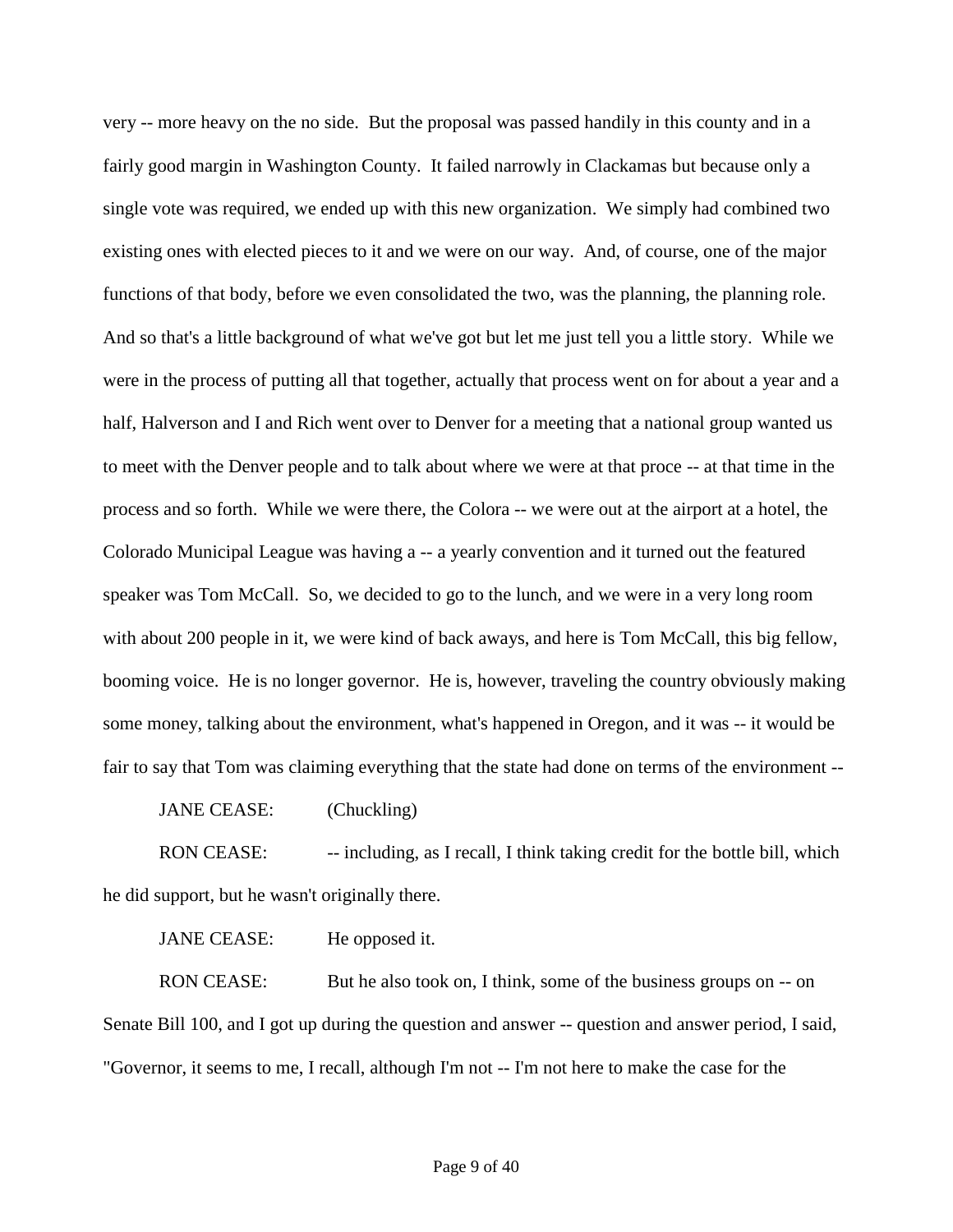very -- more heavy on the no side. But the proposal was passed handily in this county and in a fairly good margin in Washington County. It failed narrowly in Clackamas but because only a single vote was required, we ended up with this new organization. We simply had combined two existing ones with elected pieces to it and we were on our way. And, of course, one of the major functions of that body, before we even consolidated the two, was the planning, the planning role. And so that's a little background of what we've got but let me just tell you a little story. While we were in the process of putting all that together, actually that process went on for about a year and a half, Halverson and I and Rich went over to Denver for a meeting that a national group wanted us to meet with the Denver people and to talk about where we were at that proce -- at that time in the process and so forth. While we were there, the Colora -- we were out at the airport at a hotel, the Colorado Municipal League was having a -- a yearly convention and it turned out the featured speaker was Tom McCall. So, we decided to go to the lunch, and we were in a very long room with about 200 people in it, we were kind of back aways, and here is Tom McCall, this big fellow, booming voice. He is no longer governor. He is, however, traveling the country obviously making some money, talking about the environment, what's happened in Oregon, and it was -- it would be fair to say that Tom was claiming everything that the state had done on terms of the environment --

JANE CEASE: (Chuckling)

RON CEASE: -- including, as I recall, I think taking credit for the bottle bill, which he did support, but he wasn't originally there.

JANE CEASE: He opposed it.

RON CEASE: But he also took on, I think, some of the business groups on -- on Senate Bill 100, and I got up during the question and answer -- question and answer period, I said, "Governor, it seems to me, I recall, although I'm not -- I'm not here to make the case for the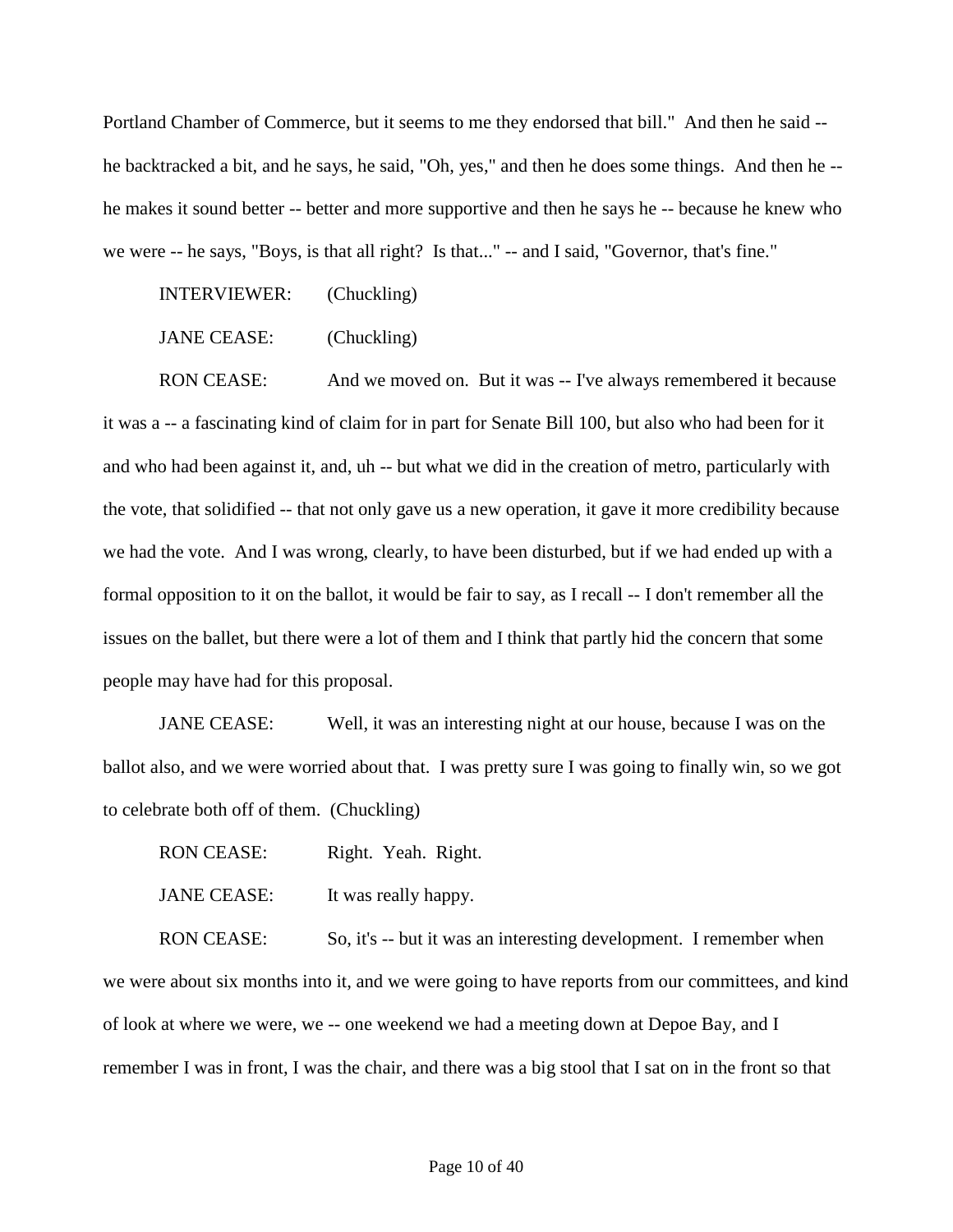Portland Chamber of Commerce, but it seems to me they endorsed that bill." And then he said -- he backtracked a bit, and he says, he said, "Oh, yes," and then he does some things. And then he -- he makes it sound better -- better and more supportive and then he says he -- because he knew who we were -- he says, "Boys, is that all right? Is that..." -- and I said, "Governor, that's fine."

INTERVIEWER: (Chuckling)

JANE CEASE: (Chuckling)

RON CEASE: And we moved on. But it was -- I've always remembered it because it was a -- a fascinating kind of claim for in part for Senate Bill 100, but also who had been for it and who had been against it, and, uh -- but what we did in the creation of metro, particularly with the vote, that solidified -- that not only gave us a new operation, it gave it more credibility because we had the vote. And I was wrong, clearly, to have been disturbed, but if we had ended up with a formal opposition to it on the ballot, it would be fair to say, as I recall -- I don't remember all the issues on the ballet, but there were a lot of them and I think that partly hid the concern that some people may have had for this proposal.

JANE CEASE: Well, it was an interesting night at our house, because I was on the ballot also, and we were worried about that. I was pretty sure I was going to finally win, so we got to celebrate both off of them. (Chuckling)

RON CEASE: Right. Yeah. Right.

JANE CEASE: It was really happy.

RON CEASE: So, it's -- but it was an interesting development. I remember when we were about six months into it, and we were going to have reports from our committees, and kind of look at where we were, we -- one weekend we had a meeting down at Depoe Bay, and I remember I was in front, I was the chair, and there was a big stool that I sat on in the front so that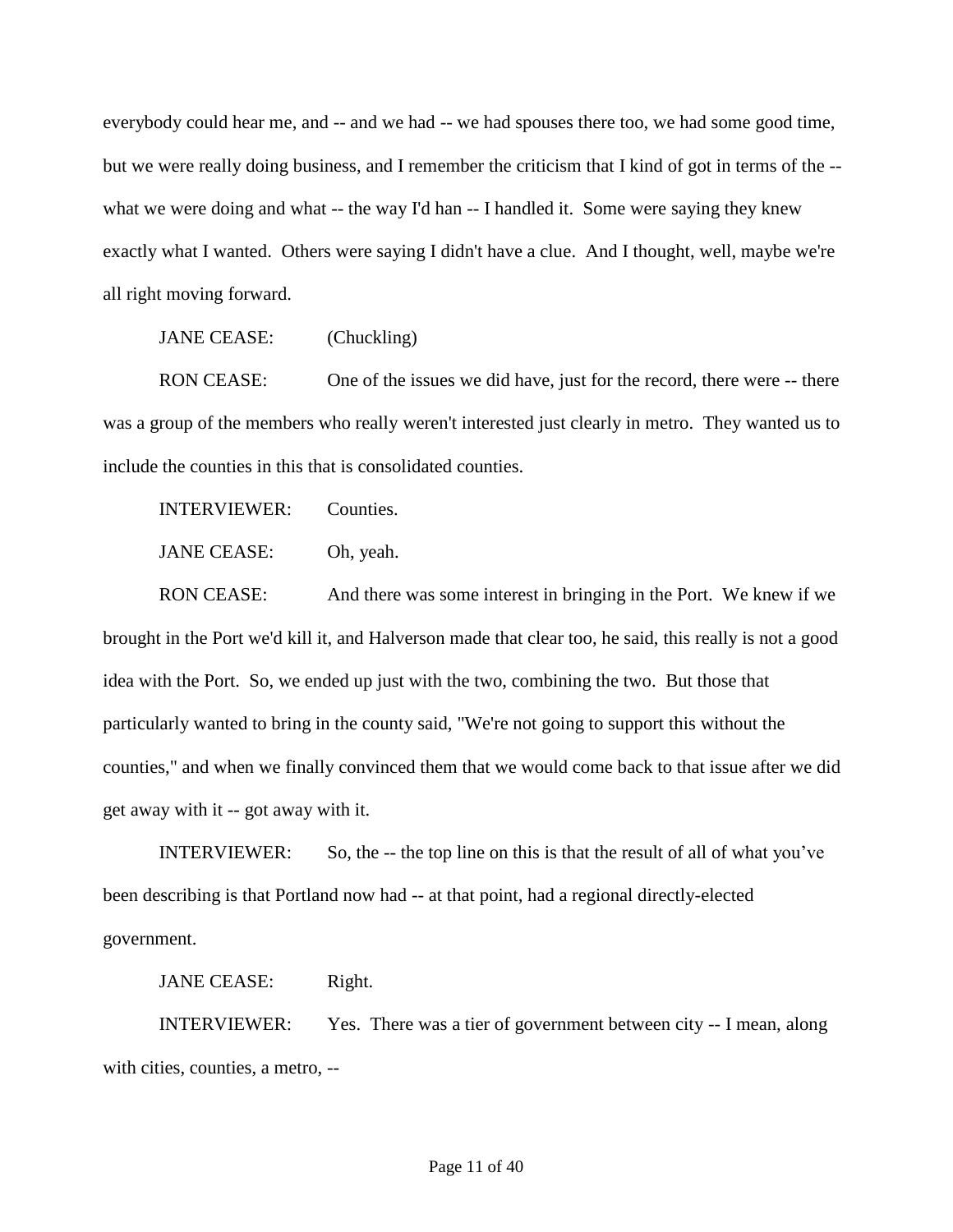everybody could hear me, and -- and we had -- we had spouses there too, we had some good time, but we were really doing business, and I remember the criticism that I kind of got in terms of the -- what we were doing and what -- the way I'd han -- I handled it. Some were saying they knew exactly what I wanted. Others were saying I didn't have a clue. And I thought, well, maybe we're all right moving forward.

JANE CEASE: (Chuckling)

RON CEASE: One of the issues we did have, just for the record, there were -- there was a group of the members who really weren't interested just clearly in metro. They wanted us to include the counties in this that is consolidated counties.

INTERVIEWER: Counties.

JANE CEASE: Oh, yeah.

RON CEASE: And there was some interest in bringing in the Port. We knew if we brought in the Port we'd kill it, and Halverson made that clear too, he said, this really is not a good idea with the Port. So, we ended up just with the two, combining the two. But those that particularly wanted to bring in the county said, "We're not going to support this without the counties," and when we finally convinced them that we would come back to that issue after we did get away with it -- got away with it.

INTERVIEWER: So, the -- the top line on this is that the result of all of what you've been describing is that Portland now had -- at that point, had a regional directly-elected government.

JANE CEASE: Right.

INTERVIEWER: Yes. There was a tier of government between city -- I mean, along with cities, counties, a metro, --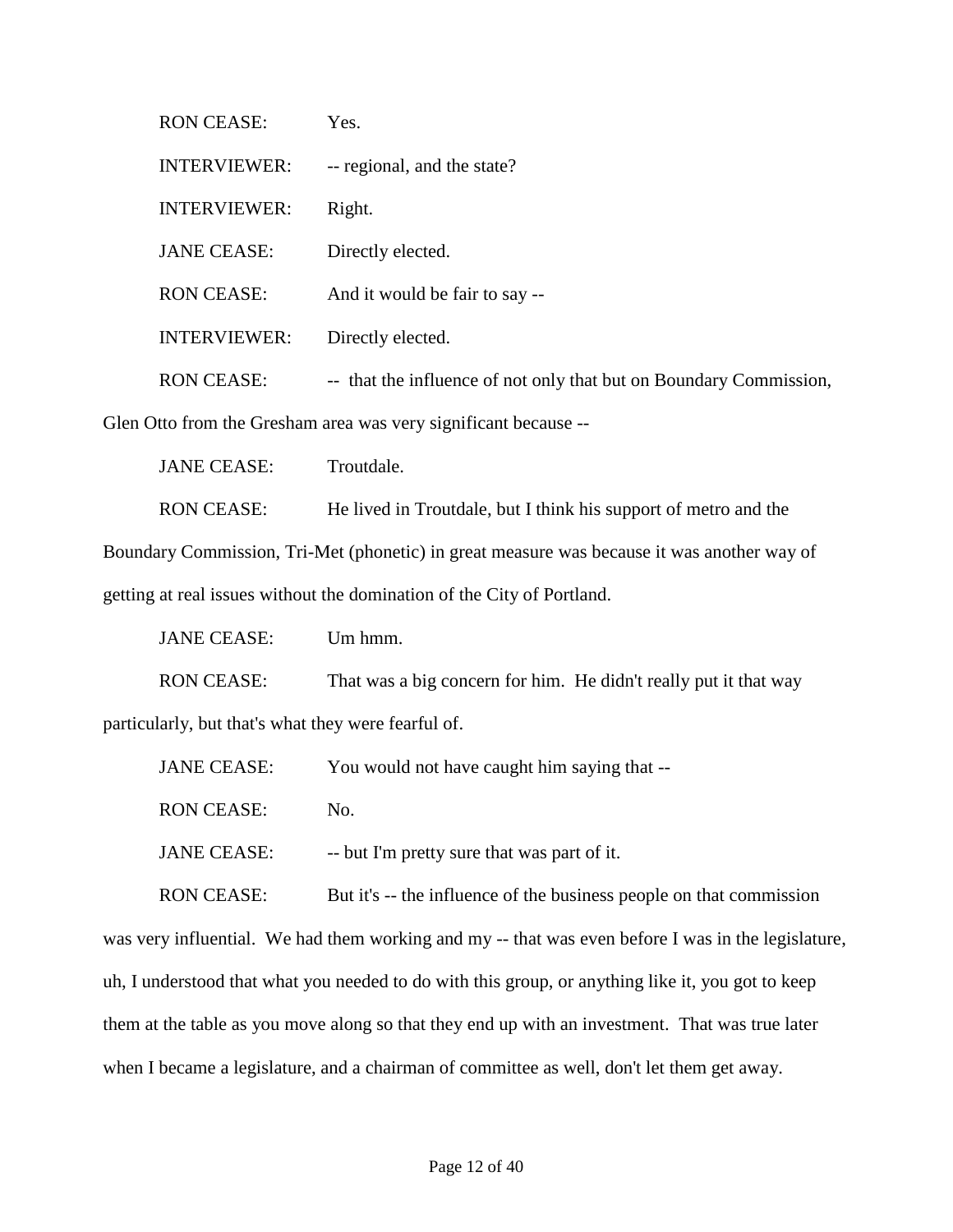RON CEASE: Yes.

INTERVIEWER: -- regional, and the state?

INTERVIEWER: Right.

JANE CEASE: Directly elected.

RON CEASE: And it would be fair to say --

INTERVIEWER: Directly elected.

RON CEASE: -- that the influence of not only that but on Boundary Commission, Glen Otto from the Gresham area was very significant because --

JANE CEASE: Troutdale.

RON CEASE: He lived in Troutdale, but I think his support of metro and the Boundary Commission, Tri-Met (phonetic) in great measure was because it was another way of getting at real issues without the domination of the City of Portland.

JANE CEASE: Um hmm.

RON CEASE: That was a big concern for him. He didn't really put it that way particularly, but that's what they were fearful of.

JANE CEASE: You would not have caught him saying that --

RON CEASE: No.

JANE CEASE: -- but I'm pretty sure that was part of it.

RON CEASE: But it's -- the influence of the business people on that commission was very influential. We had them working and my -- that was even before I was in the legislature, uh, I understood that what you needed to do with this group, or anything like it, you got to keep them at the table as you move along so that they end up with an investment. That was true later when I became a legislature, and a chairman of committee as well, don't let them get away.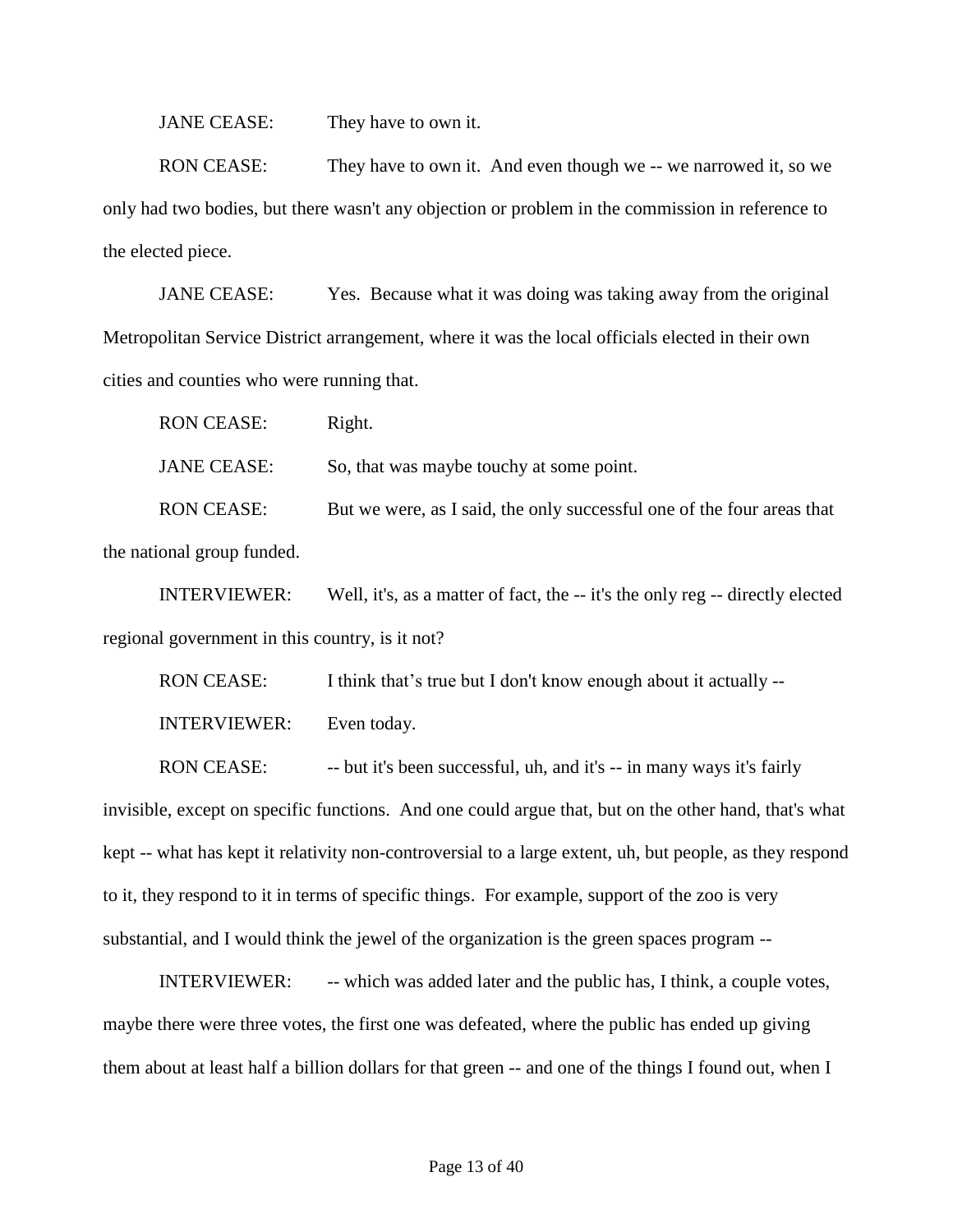JANE CEASE: They have to own it.

RON CEASE: They have to own it. And even though we -- we narrowed it, so we only had two bodies, but there wasn't any objection or problem in the commission in reference to the elected piece.

JANE CEASE: Yes. Because what it was doing was taking away from the original Metropolitan Service District arrangement, where it was the local officials elected in their own cities and counties who were running that.

RON CEASE: Right.

JANE CEASE: So, that was maybe touchy at some point.

RON CEASE: But we were, as I said, the only successful one of the four areas that the national group funded.

INTERVIEWER: Well, it's, as a matter of fact, the -- it's the only reg -- directly elected regional government in this country, is it not?

RON CEASE: I think that's true but I don't know enough about it actually --

INTERVIEWER: Even today.

RON CEASE: -- but it's been successful, uh, and it's -- in many ways it's fairly invisible, except on specific functions. And one could argue that, but on the other hand, that's what kept -- what has kept it relativity non-controversial to a large extent, uh, but people, as they respond to it, they respond to it in terms of specific things. For example, support of the zoo is very substantial, and I would think the jewel of the organization is the green spaces program --

INTERVIEWER: -- which was added later and the public has, I think, a couple votes, maybe there were three votes, the first one was defeated, where the public has ended up giving them about at least half a billion dollars for that green -- and one of the things I found out, when I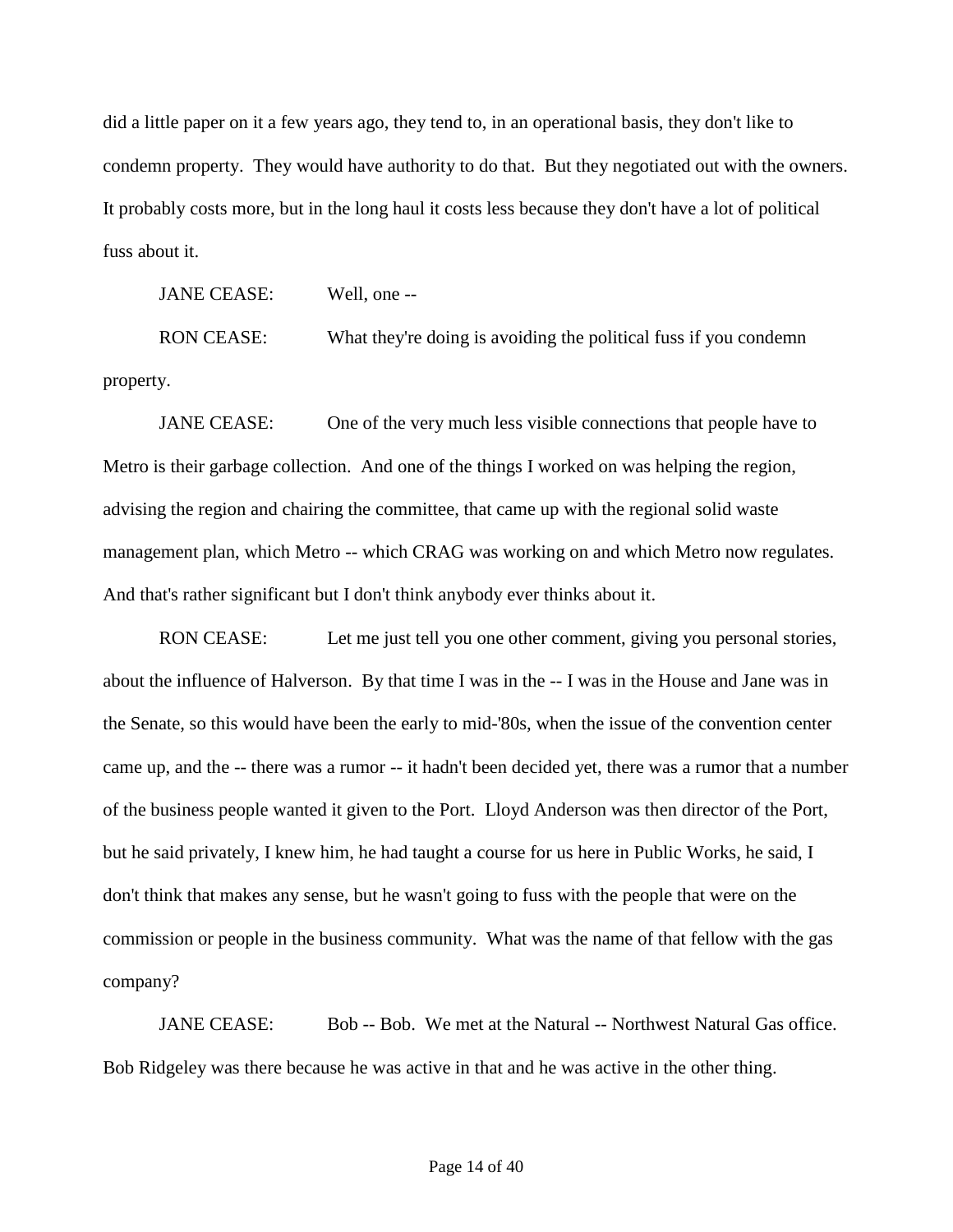did a little paper on it a few years ago, they tend to, in an operational basis, they don't like to condemn property. They would have authority to do that. But they negotiated out with the owners. It probably costs more, but in the long haul it costs less because they don't have a lot of political fuss about it.

JANE CEASE: Well, one --

RON CEASE: What they're doing is avoiding the political fuss if you condemn property.

JANE CEASE: One of the very much less visible connections that people have to Metro is their garbage collection. And one of the things I worked on was helping the region, advising the region and chairing the committee, that came up with the regional solid waste management plan, which Metro -- which CRAG was working on and which Metro now regulates. And that's rather significant but I don't think anybody ever thinks about it.

RON CEASE: Let me just tell you one other comment, giving you personal stories, about the influence of Halverson. By that time I was in the -- I was in the House and Jane was in the Senate, so this would have been the early to mid-'80s, when the issue of the convention center came up, and the -- there was a rumor -- it hadn't been decided yet, there was a rumor that a number of the business people wanted it given to the Port. Lloyd Anderson was then director of the Port, but he said privately, I knew him, he had taught a course for us here in Public Works, he said, I don't think that makes any sense, but he wasn't going to fuss with the people that were on the commission or people in the business community. What was the name of that fellow with the gas company?

JANE CEASE: Bob -- Bob. We met at the Natural -- Northwest Natural Gas office. Bob Ridgeley was there because he was active in that and he was active in the other thing.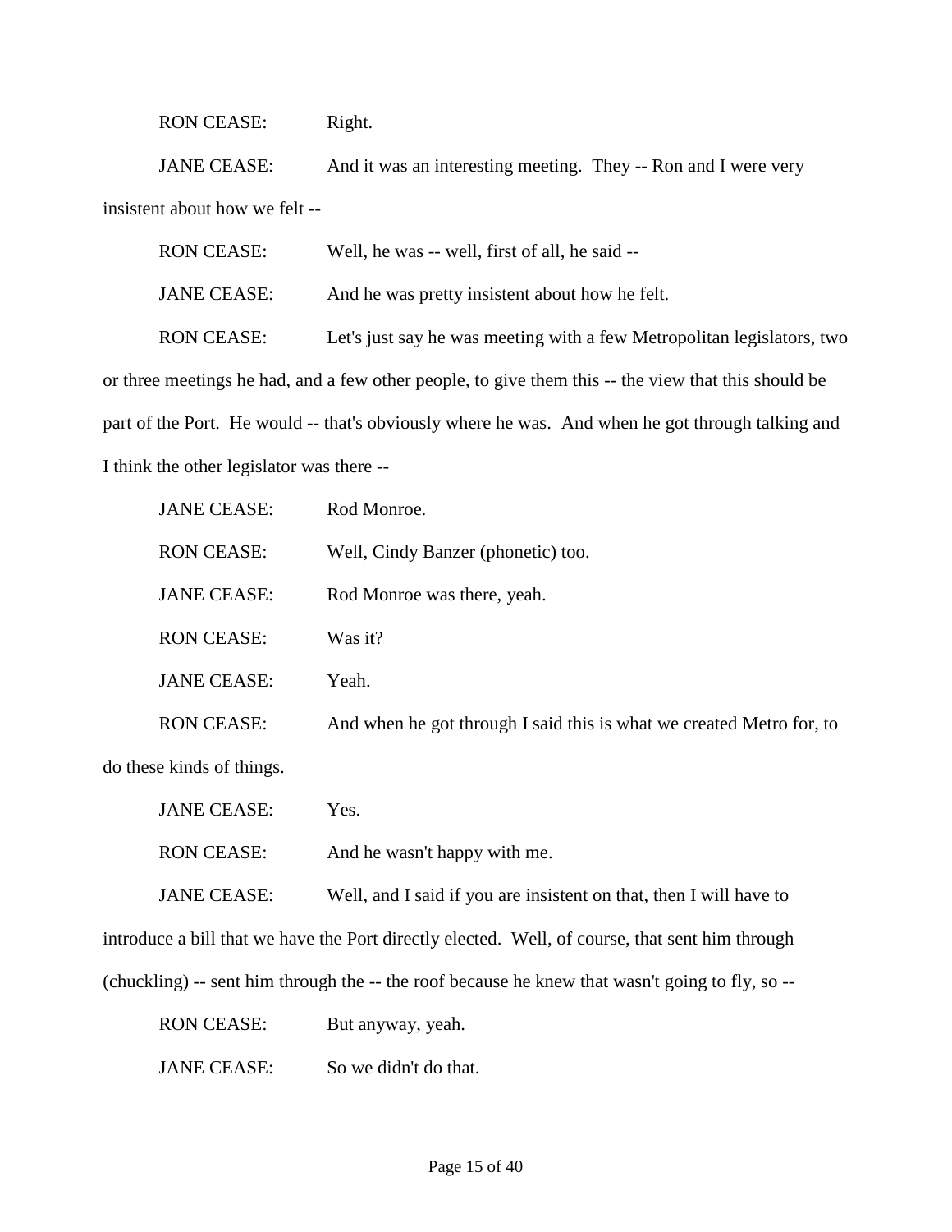RON CEASE: Right.

JANE CEASE: And it was an interesting meeting. They -- Ron and I were very insistent about how we felt --

RON CEASE: Well, he was -- well, first of all, he said --

JANE CEASE: And he was pretty insistent about how he felt.

RON CEASE: Let's just say he was meeting with a few Metropolitan legislators, two or three meetings he had, and a few other people, to give them this -- the view that this should be part of the Port. He would -- that's obviously where he was. And when he got through talking and I think the other legislator was there --

JANE CEASE: Rod Monroe.

RON CEASE: Well, Cindy Banzer (phonetic) too.

JANE CEASE: Rod Monroe was there, yeah.

RON CEASE: Was it?

JANE CEASE: Yeah.

RON CEASE: And when he got through I said this is what we created Metro for, to do these kinds of things.

JANE CEASE: Yes.

RON CEASE: And he wasn't happy with me.

JANE CEASE: Well, and I said if you are insistent on that, then I will have to introduce a bill that we have the Port directly elected. Well, of course, that sent him through (chuckling) -- sent him through the -- the roof because he knew that wasn't going to fly, so --

RON CEASE: But anyway, yeah.

JANE CEASE: So we didn't do that.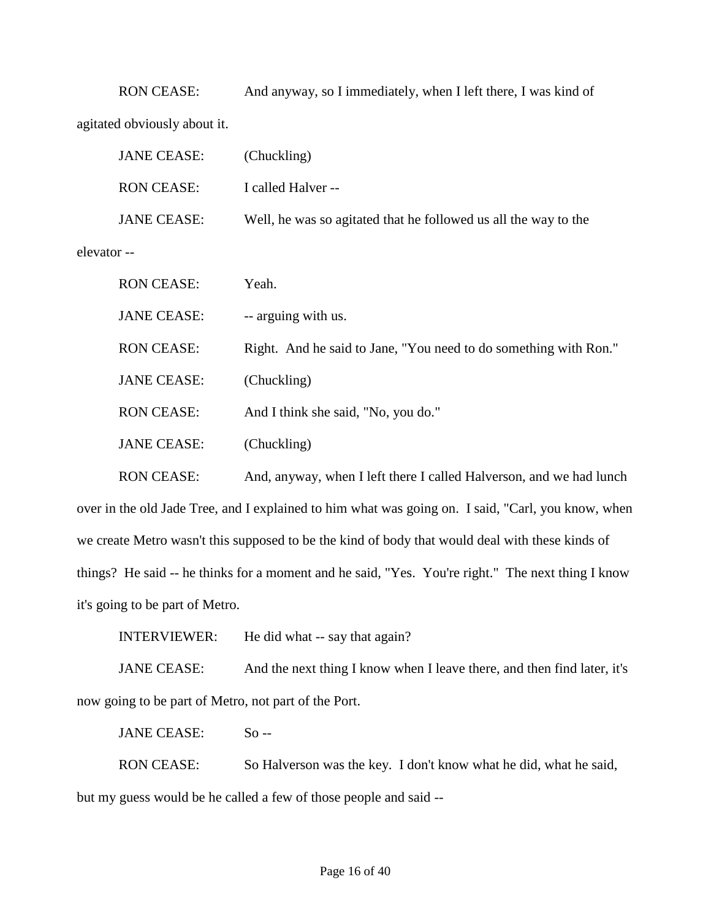RON CEASE: And anyway, so I immediately, when I left there, I was kind of agitated obviously about it.

JANE CEASE: (Chuckling)

RON CEASE: I called Halver --

JANE CEASE: Well, he was so agitated that he followed us all the way to the elevator --

RON CEASE: Yeah.

JANE CEASE: -- arguing with us.

RON CEASE: Right. And he said to Jane, "You need to do something with Ron."

JANE CEASE: (Chuckling)

RON CEASE: And I think she said, "No, you do."

JANE CEASE: (Chuckling)

RON CEASE: And, anyway, when I left there I called Halverson, and we had lunch over in the old Jade Tree, and I explained to him what was going on. I said, "Carl, you know, when we create Metro wasn't this supposed to be the kind of body that would deal with these kinds of things? He said -- he thinks for a moment and he said, "Yes. You're right." The next thing I know it's going to be part of Metro.

INTERVIEWER: He did what -- say that again?

JANE CEASE: And the next thing I know when I leave there, and then find later, it's now going to be part of Metro, not part of the Port.

JANE CEASE: So --

RON CEASE: So Halverson was the key. I don't know what he did, what he said, but my guess would be he called a few of those people and said --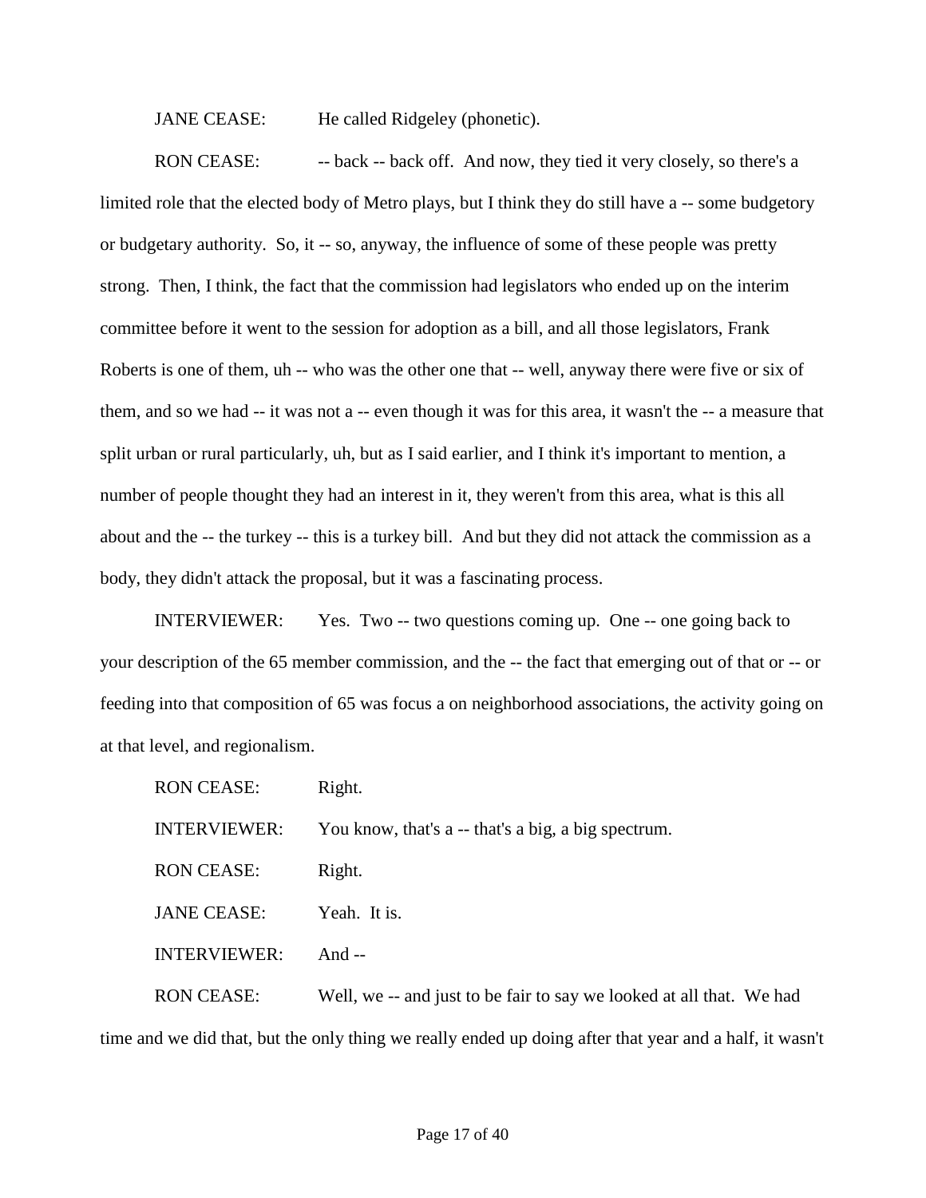JANE CEASE: He called Ridgeley (phonetic).

RON CEASE: -- back -- back off. And now, they tied it very closely, so there's a limited role that the elected body of Metro plays, but I think they do still have a -- some budgetory or budgetary authority. So, it -- so, anyway, the influence of some of these people was pretty strong. Then, I think, the fact that the commission had legislators who ended up on the interim committee before it went to the session for adoption as a bill, and all those legislators, Frank Roberts is one of them, uh -- who was the other one that -- well, anyway there were five or six of them, and so we had -- it was not a -- even though it was for this area, it wasn't the -- a measure that split urban or rural particularly, uh, but as I said earlier, and I think it's important to mention, a number of people thought they had an interest in it, they weren't from this area, what is this all about and the -- the turkey -- this is a turkey bill. And but they did not attack the commission as a body, they didn't attack the proposal, but it was a fascinating process.

INTERVIEWER: Yes. Two -- two questions coming up. One -- one going back to your description of the 65 member commission, and the -- the fact that emerging out of that or -- or feeding into that composition of 65 was focus a on neighborhood associations, the activity going on at that level, and regionalism.

RON CEASE: Right.

INTERVIEWER: You know, that's a -- that's a big, a big spectrum.

RON CEASE: Right.

JANE CEASE: Yeah. It is.

INTERVIEWER: And --

RON CEASE: Well, we -- and just to be fair to say we looked at all that. We had time and we did that, but the only thing we really ended up doing after that year and a half, it wasn't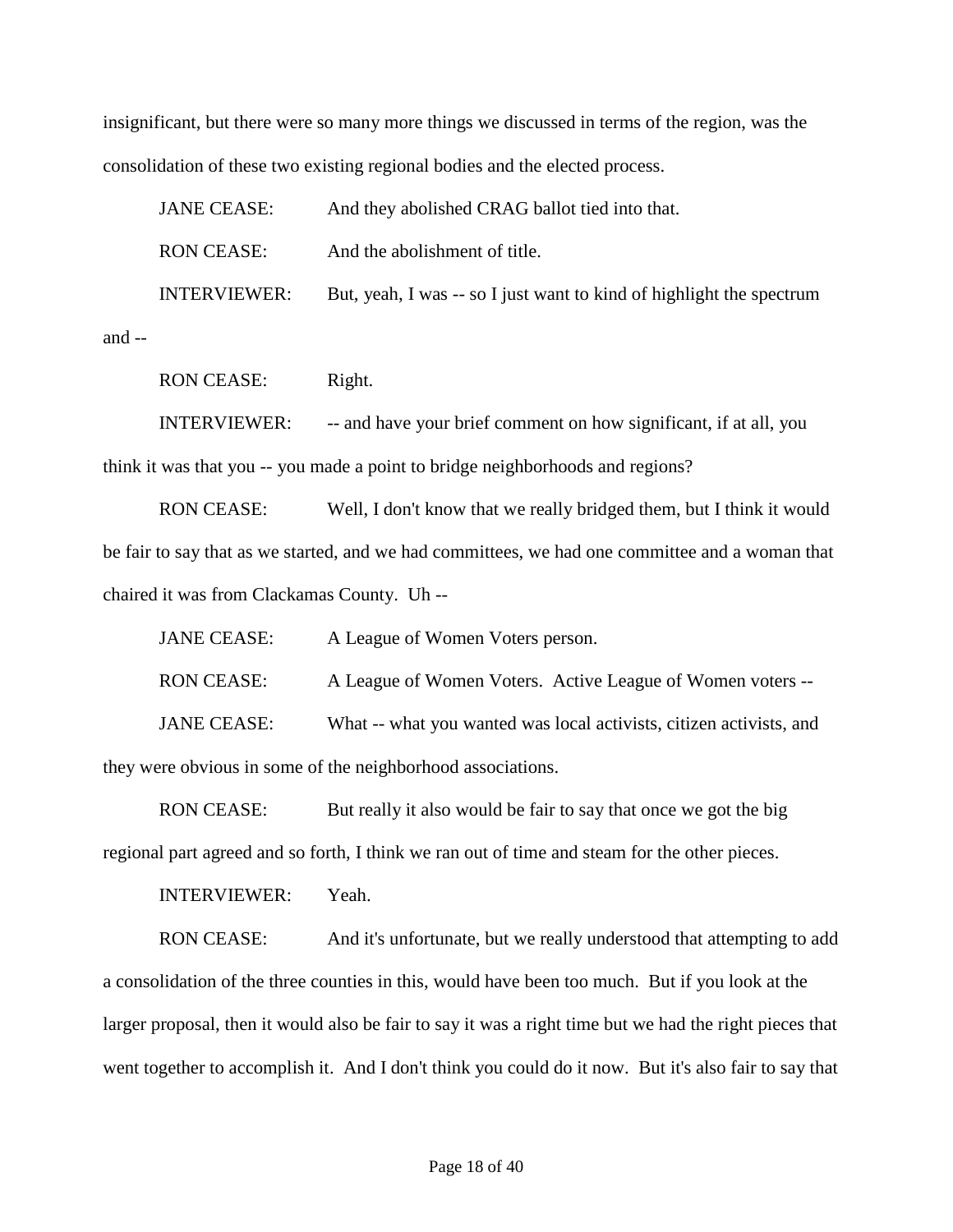insignificant, but there were so many more things we discussed in terms of the region, was the consolidation of these two existing regional bodies and the elected process.

JANE CEASE: And they abolished CRAG ballot tied into that.

RON CEASE: And the abolishment of title.

INTERVIEWER: But, yeah, I was -- so I just want to kind of highlight the spectrum and --

RON CEASE: Right.

INTERVIEWER: -- and have your brief comment on how significant, if at all, you think it was that you -- you made a point to bridge neighborhoods and regions?

RON CEASE: Well, I don't know that we really bridged them, but I think it would be fair to say that as we started, and we had committees, we had one committee and a woman that chaired it was from Clackamas County. Uh --

JANE CEASE: A League of Women Voters person.

RON CEASE: A League of Women Voters. Active League of Women voters --

JANE CEASE: What -- what you wanted was local activists, citizen activists, and they were obvious in some of the neighborhood associations.

RON CEASE: But really it also would be fair to say that once we got the big regional part agreed and so forth, I think we ran out of time and steam for the other pieces.

INTERVIEWER: Yeah.

RON CEASE: And it's unfortunate, but we really understood that attempting to add a consolidation of the three counties in this, would have been too much. But if you look at the larger proposal, then it would also be fair to say it was a right time but we had the right pieces that went together to accomplish it. And I don't think you could do it now. But it's also fair to say that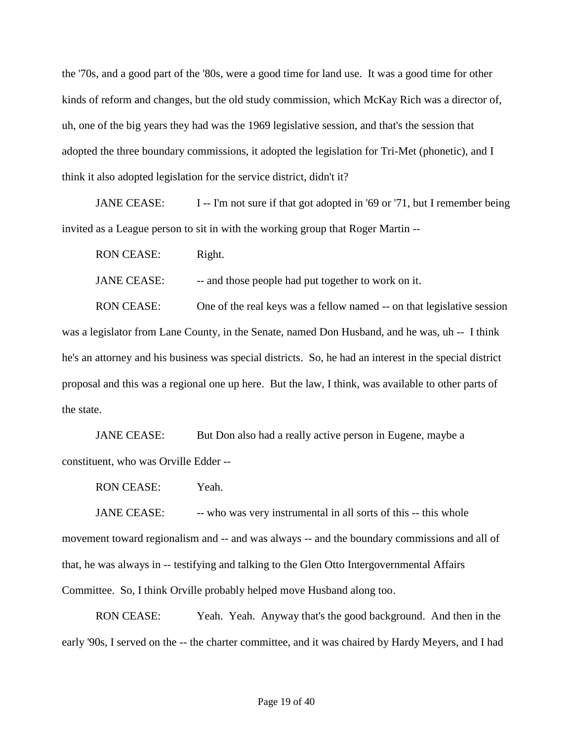the '70s, and a good part of the '80s, were a good time for land use. It was a good time for other kinds of reform and changes, but the old study commission, which McKay Rich was a director of, uh, one of the big years they had was the 1969 legislative session, and that's the session that adopted the three boundary commissions, it adopted the legislation for Tri-Met (phonetic), and I think it also adopted legislation for the service district, didn't it?

JANE CEASE: I -- I'm not sure if that got adopted in '69 or '71, but I remember being invited as a League person to sit in with the working group that Roger Martin --

RON CEASE: Right.

JANE CEASE: -- and those people had put together to work on it.

RON CEASE: One of the real keys was a fellow named -- on that legislative session was a legislator from Lane County, in the Senate, named Don Husband, and he was, uh -- I think he's an attorney and his business was special districts. So, he had an interest in the special district proposal and this was a regional one up here. But the law, I think, was available to other parts of the state.

JANE CEASE: But Don also had a really active person in Eugene, maybe a constituent, who was Orville Edder --

RON CEASE: Yeah.

JANE CEASE: -- who was very instrumental in all sorts of this -- this whole movement toward regionalism and -- and was always -- and the boundary commissions and all of that, he was always in -- testifying and talking to the Glen Otto Intergovernmental Affairs Committee. So, I think Orville probably helped move Husband along too.

RON CEASE: Yeah. Yeah. Anyway that's the good background. And then in the early '90s, I served on the -- the charter committee, and it was chaired by Hardy Meyers, and I had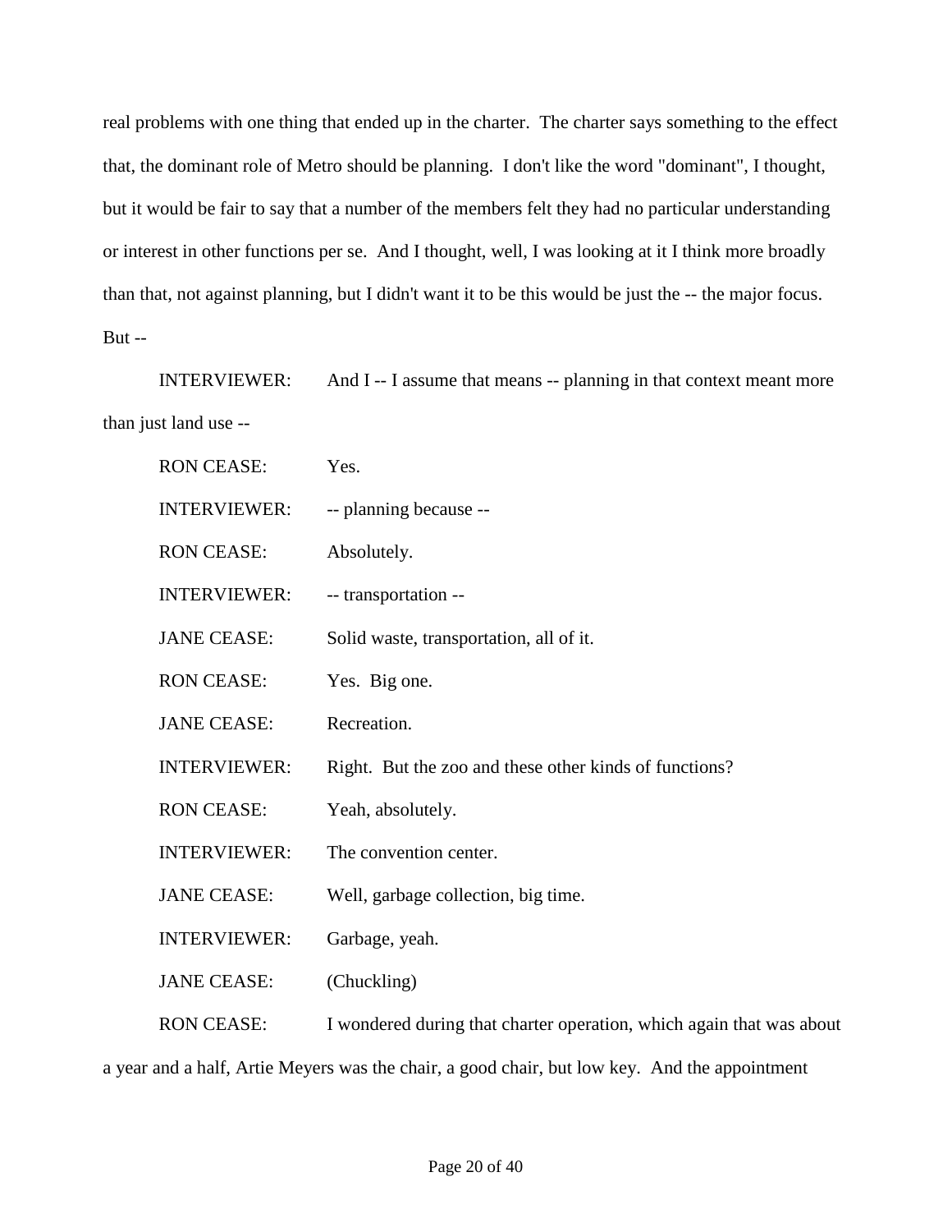real problems with one thing that ended up in the charter. The charter says something to the effect that, the dominant role of Metro should be planning. I don't like the word "dominant", I thought, but it would be fair to say that a number of the members felt they had no particular understanding or interest in other functions per se. And I thought, well, I was looking at it I think more broadly than that, not against planning, but I didn't want it to be this would be just the -- the major focus. But --

INTERVIEWER: And I -- I assume that means -- planning in that context meant more than just land use --

RON CEASE: Yes.

INTERVIEWER: -- planning because --

RON CEASE: Absolutely.

INTERVIEWER: -- transportation --

JANE CEASE: Solid waste, transportation, all of it.

RON CEASE: Yes. Big one.

JANE CEASE: Recreation.

INTERVIEWER: Right. But the zoo and these other kinds of functions?

RON CEASE: Yeah, absolutely.

INTERVIEWER: The convention center.

JANE CEASE: Well, garbage collection, big time.

INTERVIEWER: Garbage, yeah.

JANE CEASE: (Chuckling)

RON CEASE: I wondered during that charter operation, which again that was about a year and a half, Artie Meyers was the chair, a good chair, but low key. And the appointment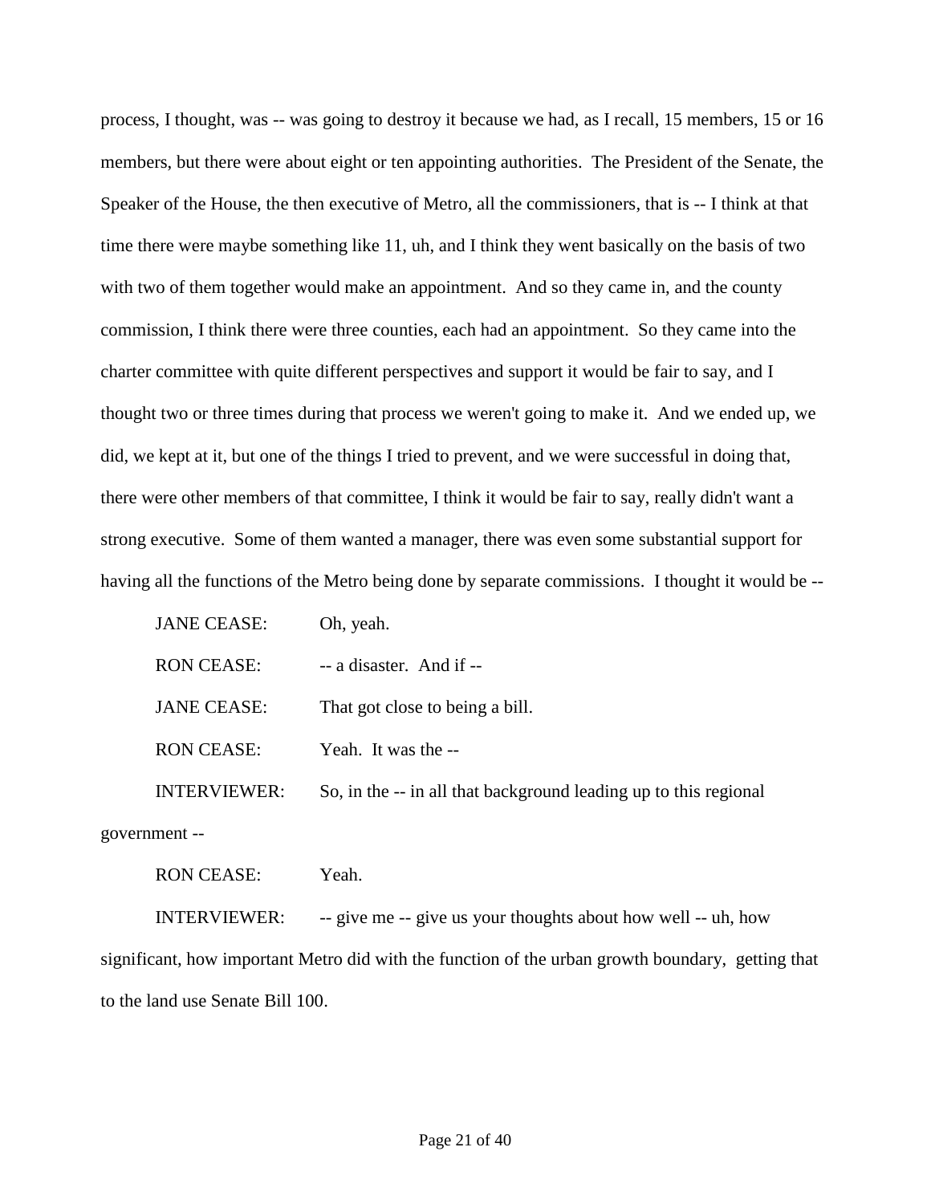process, I thought, was -- was going to destroy it because we had, as I recall, 15 members, 15 or 16 members, but there were about eight or ten appointing authorities. The President of the Senate, the Speaker of the House, the then executive of Metro, all the commissioners, that is -- I think at that time there were maybe something like 11, uh, and I think they went basically on the basis of two with two of them together would make an appointment. And so they came in, and the county commission, I think there were three counties, each had an appointment. So they came into the charter committee with quite different perspectives and support it would be fair to say, and I thought two or three times during that process we weren't going to make it. And we ended up, we did, we kept at it, but one of the things I tried to prevent, and we were successful in doing that, there were other members of that committee, I think it would be fair to say, really didn't want a strong executive. Some of them wanted a manager, there was even some substantial support for having all the functions of the Metro being done by separate commissions. I thought it would be --

JANE CEASE: Oh, yeah.

RON CEASE: -- a disaster. And if --

JANE CEASE: That got close to being a bill.

RON CEASE: Yeah. It was the --

INTERVIEWER: So, in the -- in all that background leading up to this regional government --

RON CEASE: Yeah.

INTERVIEWER: -- give me -- give us your thoughts about how well -- uh, how significant, how important Metro did with the function of the urban growth boundary, getting that to the land use Senate Bill 100.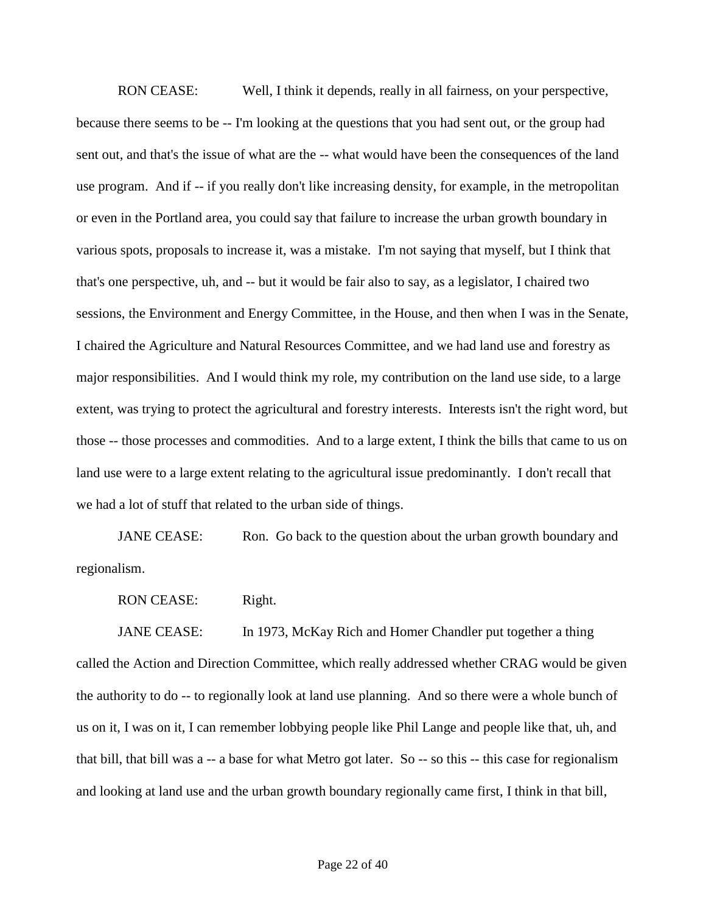RON CEASE: Well, I think it depends, really in all fairness, on your perspective, because there seems to be -- I'm looking at the questions that you had sent out, or the group had sent out, and that's the issue of what are the -- what would have been the consequences of the land use program. And if -- if you really don't like increasing density, for example, in the metropolitan or even in the Portland area, you could say that failure to increase the urban growth boundary in various spots, proposals to increase it, was a mistake. I'm not saying that myself, but I think that that's one perspective, uh, and -- but it would be fair also to say, as a legislator, I chaired two sessions, the Environment and Energy Committee, in the House, and then when I was in the Senate, I chaired the Agriculture and Natural Resources Committee, and we had land use and forestry as major responsibilities. And I would think my role, my contribution on the land use side, to a large extent, was trying to protect the agricultural and forestry interests. Interests isn't the right word, but those -- those processes and commodities. And to a large extent, I think the bills that came to us on land use were to a large extent relating to the agricultural issue predominantly. I don't recall that we had a lot of stuff that related to the urban side of things.

JANE CEASE: Ron. Go back to the question about the urban growth boundary and regionalism.

RON CEASE: Right.

JANE CEASE: In 1973, McKay Rich and Homer Chandler put together a thing called the Action and Direction Committee, which really addressed whether CRAG would be given the authority to do -- to regionally look at land use planning. And so there were a whole bunch of us on it, I was on it, I can remember lobbying people like Phil Lange and people like that, uh, and that bill, that bill was a -- a base for what Metro got later. So -- so this -- this case for regionalism and looking at land use and the urban growth boundary regionally came first, I think in that bill,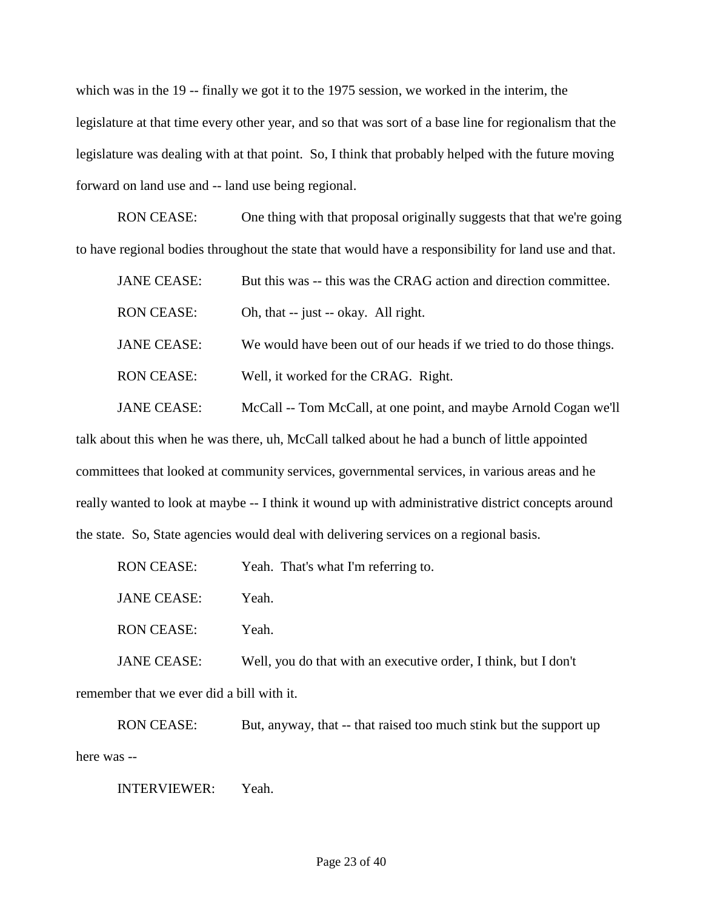which was in the 19 -- finally we got it to the 1975 session, we worked in the interim, the legislature at that time every other year, and so that was sort of a base line for regionalism that the legislature was dealing with at that point. So, I think that probably helped with the future moving forward on land use and -- land use being regional.

RON CEASE: One thing with that proposal originally suggests that that we're going to have regional bodies throughout the state that would have a responsibility for land use and that.

JANE CEASE: But this was -- this was the CRAG action and direction committee.

RON CEASE: Oh, that -- just -- okay. All right.

JANE CEASE: We would have been out of our heads if we tried to do those things.

RON CEASE: Well, it worked for the CRAG. Right.

JANE CEASE: McCall -- Tom McCall, at one point, and maybe Arnold Cogan we'll talk about this when he was there, uh, McCall talked about he had a bunch of little appointed committees that looked at community services, governmental services, in various areas and he really wanted to look at maybe -- I think it wound up with administrative district concepts around the state. So, State agencies would deal with delivering services on a regional basis.

RON CEASE: Yeah. That's what I'm referring to.

JANE CEASE: Yeah.

RON CEASE: Yeah.

JANE CEASE: Well, you do that with an executive order, I think, but I don't remember that we ever did a bill with it.

RON CEASE: But, anyway, that -- that raised too much stink but the support up here was --

INTERVIEWER: Yeah.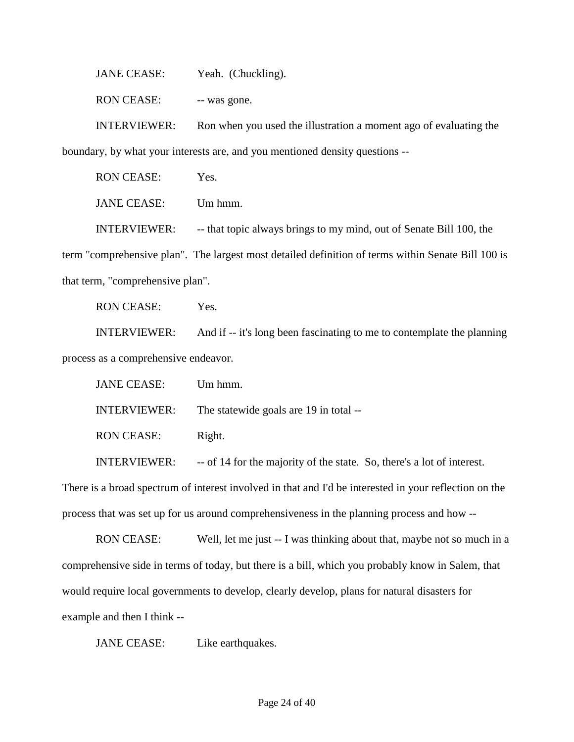JANE CEASE: Yeah. (Chuckling).

RON CEASE: -- was gone.

INTERVIEWER: Ron when you used the illustration a moment ago of evaluating the boundary, by what your interests are, and you mentioned density questions --

RON CEASE: Yes.

JANE CEASE: Um hmm.

INTERVIEWER: -- that topic always brings to my mind, out of Senate Bill 100, the term "comprehensive plan". The largest most detailed definition of terms within Senate Bill 100 is that term, "comprehensive plan".

RON CEASE: Yes.

INTERVIEWER: And if -- it's long been fascinating to me to contemplate the planning process as a comprehensive endeavor.

JANE CEASE: Um hmm.

INTERVIEWER: The statewide goals are 19 in total --

RON CEASE: Right.

INTERVIEWER: -- of 14 for the majority of the state. So, there's a lot of interest. There is a broad spectrum of interest involved in that and I'd be interested in your reflection on the process that was set up for us around comprehensiveness in the planning process and how --

RON CEASE: Well, let me just -- I was thinking about that, maybe not so much in a comprehensive side in terms of today, but there is a bill, which you probably know in Salem, that would require local governments to develop, clearly develop, plans for natural disasters for example and then I think --

JANE CEASE: Like earthquakes.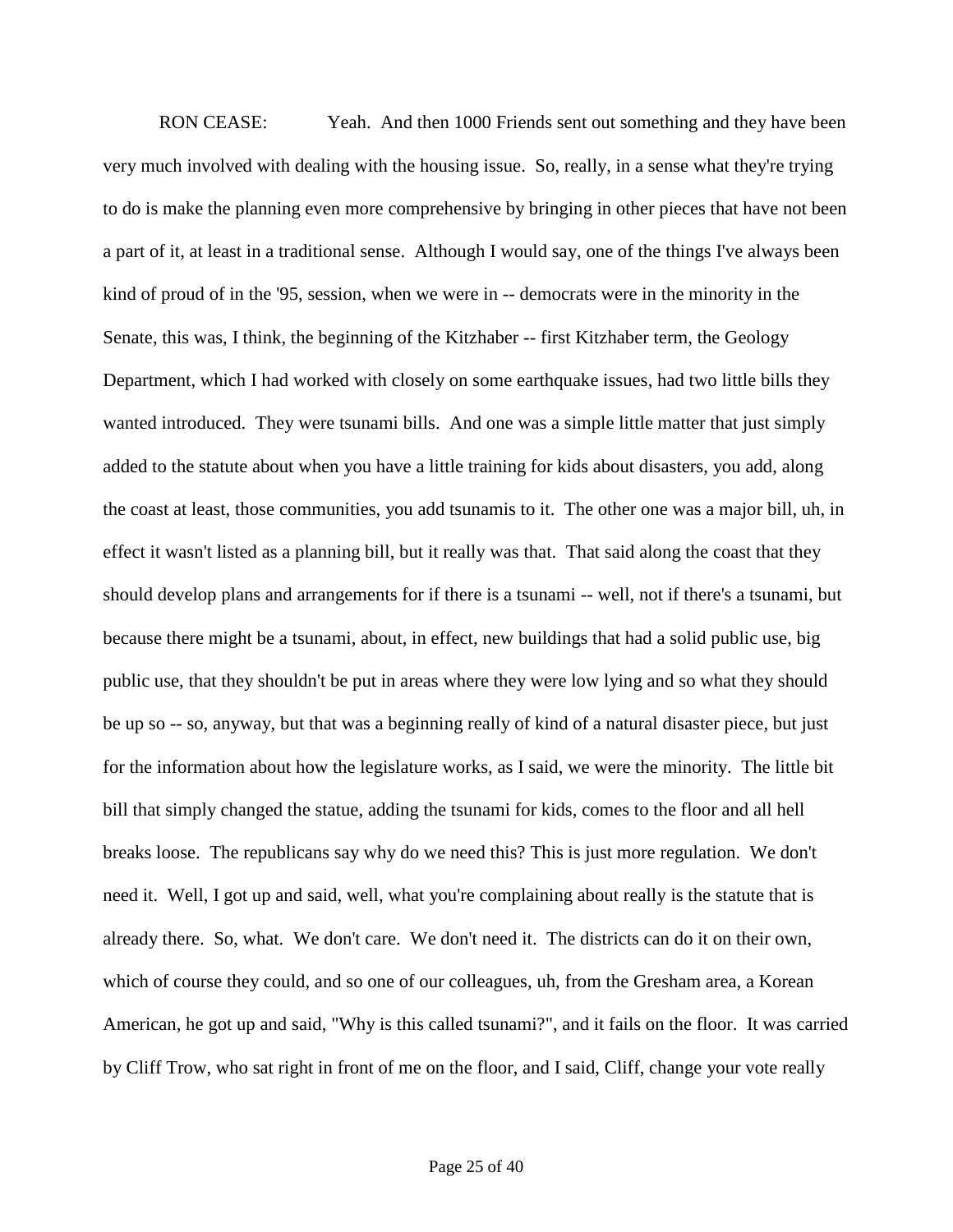RON CEASE: Yeah. And then 1000 Friends sent out something and they have been very much involved with dealing with the housing issue. So, really, in a sense what they're trying to do is make the planning even more comprehensive by bringing in other pieces that have not been a part of it, at least in a traditional sense. Although I would say, one of the things I've always been kind of proud of in the '95, session, when we were in -- democrats were in the minority in the Senate, this was, I think, the beginning of the Kitzhaber -- first Kitzhaber term, the Geology Department, which I had worked with closely on some earthquake issues, had two little bills they wanted introduced. They were tsunami bills. And one was a simple little matter that just simply added to the statute about when you have a little training for kids about disasters, you add, along the coast at least, those communities, you add tsunamis to it. The other one was a major bill, uh, in effect it wasn't listed as a planning bill, but it really was that. That said along the coast that they should develop plans and arrangements for if there is a tsunami -- well, not if there's a tsunami, but because there might be a tsunami, about, in effect, new buildings that had a solid public use, big public use, that they shouldn't be put in areas where they were low lying and so what they should be up so -- so, anyway, but that was a beginning really of kind of a natural disaster piece, but just for the information about how the legislature works, as I said, we were the minority. The little bit bill that simply changed the statue, adding the tsunami for kids, comes to the floor and all hell breaks loose. The republicans say why do we need this? This is just more regulation. We don't need it. Well, I got up and said, well, what you're complaining about really is the statute that is already there. So, what. We don't care. We don't need it. The districts can do it on their own, which of course they could, and so one of our colleagues, uh, from the Gresham area, a Korean American, he got up and said, "Why is this called tsunami?", and it fails on the floor. It was carried by Cliff Trow, who sat right in front of me on the floor, and I said, Cliff, change your vote really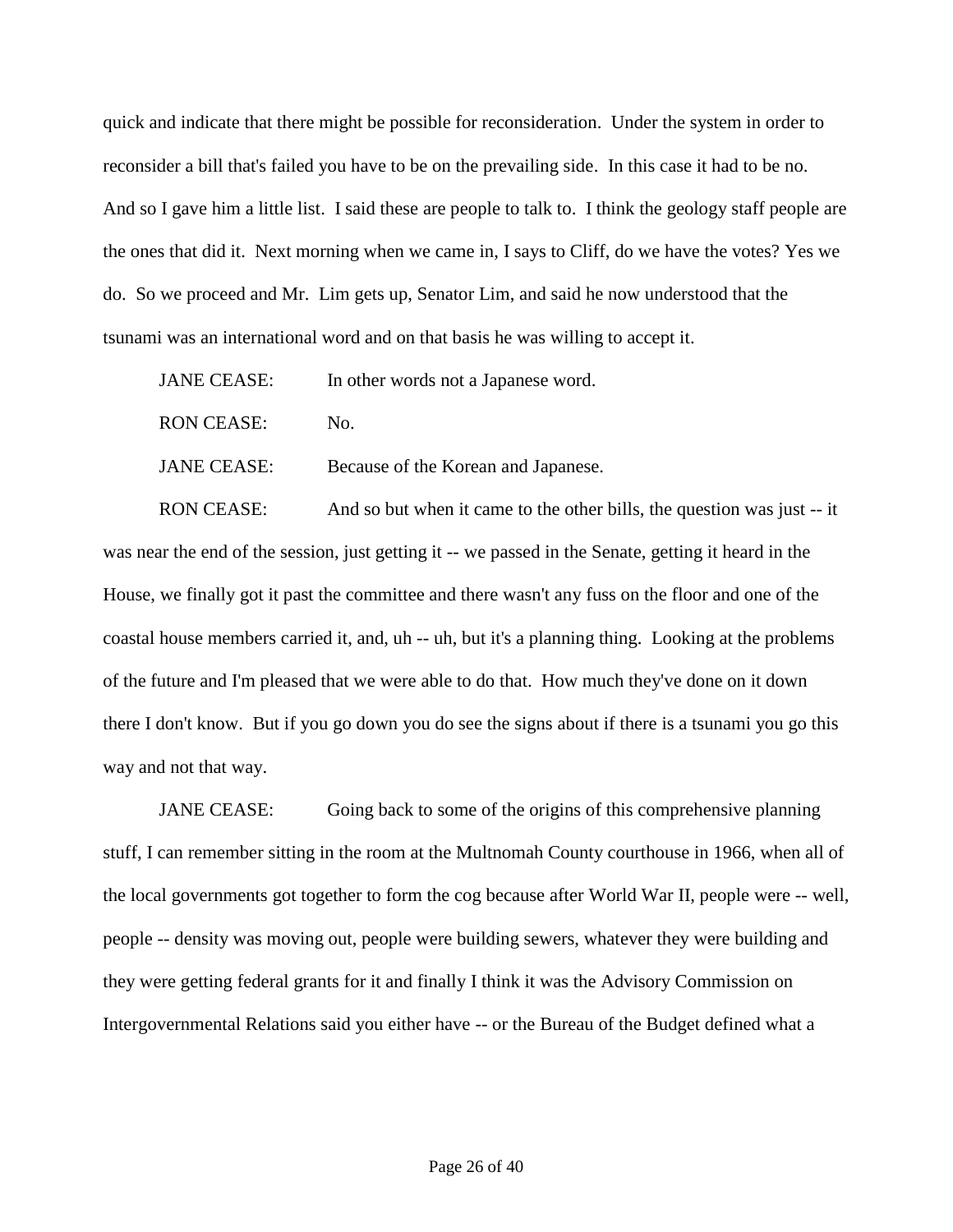quick and indicate that there might be possible for reconsideration. Under the system in order to reconsider a bill that's failed you have to be on the prevailing side. In this case it had to be no. And so I gave him a little list. I said these are people to talk to. I think the geology staff people are the ones that did it. Next morning when we came in, I says to Cliff, do we have the votes? Yes we do. So we proceed and Mr. Lim gets up, Senator Lim, and said he now understood that the tsunami was an international word and on that basis he was willing to accept it.

JANE CEASE: In other words not a Japanese word.

RON CEASE: No.

JANE CEASE: Because of the Korean and Japanese.

RON CEASE: And so but when it came to the other bills, the question was just -- it was near the end of the session, just getting it -- we passed in the Senate, getting it heard in the House, we finally got it past the committee and there wasn't any fuss on the floor and one of the coastal house members carried it, and, uh -- uh, but it's a planning thing. Looking at the problems of the future and I'm pleased that we were able to do that. How much they've done on it down there I don't know. But if you go down you do see the signs about if there is a tsunami you go this way and not that way.

JANE CEASE: Going back to some of the origins of this comprehensive planning stuff, I can remember sitting in the room at the Multnomah County courthouse in 1966, when all of the local governments got together to form the cog because after World War II, people were -- well, people -- density was moving out, people were building sewers, whatever they were building and they were getting federal grants for it and finally I think it was the Advisory Commission on Intergovernmental Relations said you either have -- or the Bureau of the Budget defined what a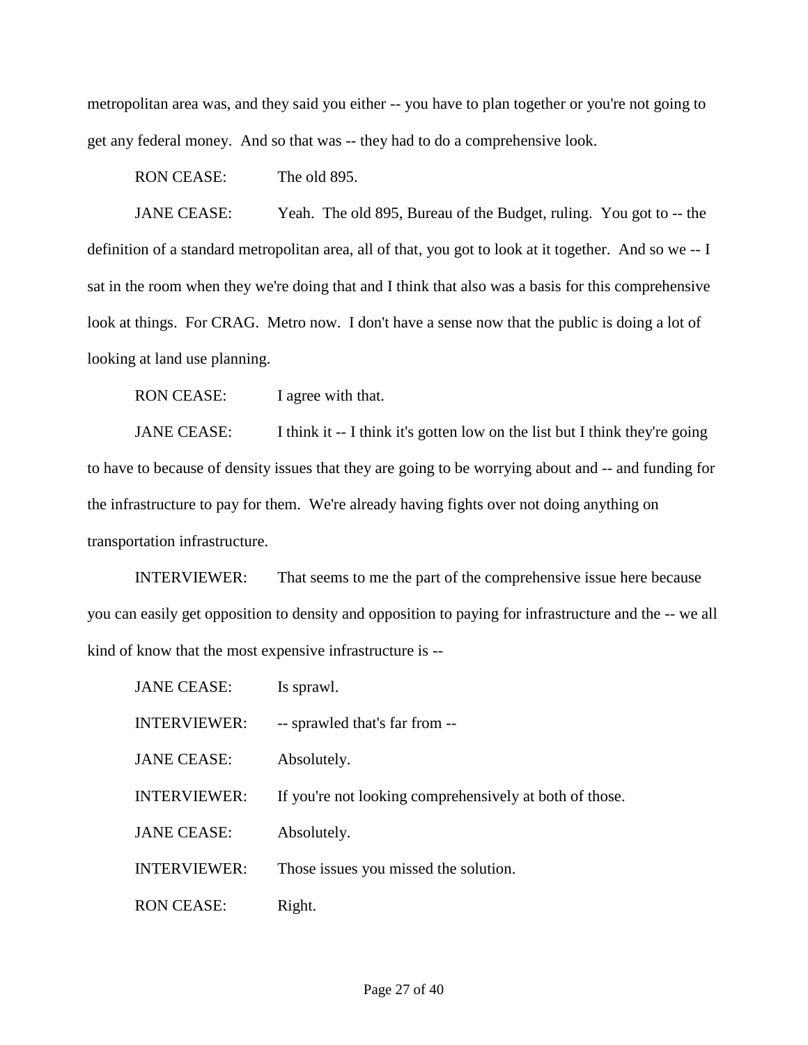metropolitan area was, and they said you either -- you have to plan together or you're not going to get any federal money. And so that was -- they had to do a comprehensive look.

RON CEASE: The old 895.

JANE CEASE: Yeah. The old 895, Bureau of the Budget, ruling. You got to -- the definition of a standard metropolitan area, all of that, you got to look at it together. And so we -- I sat in the room when they we're doing that and I think that also was a basis for this comprehensive look at things. For CRAG. Metro now. I don't have a sense now that the public is doing a lot of looking at land use planning.

RON CEASE: I agree with that.

JANE CEASE: I think it -- I think it's gotten low on the list but I think they're going to have to because of density issues that they are going to be worrying about and -- and funding for the infrastructure to pay for them. We're already having fights over not doing anything on transportation infrastructure.

INTERVIEWER: That seems to me the part of the comprehensive issue here because you can easily get opposition to density and opposition to paying for infrastructure and the -- we all kind of know that the most expensive infrastructure is --

JANE CEASE: Is sprawl.

INTERVIEWER: -- sprawled that's far from --

JANE CEASE: Absolutely.

INTERVIEWER: If you're not looking comprehensively at both of those.

JANE CEASE: Absolutely.

INTERVIEWER: Those issues you missed the solution.

RON CEASE: Right.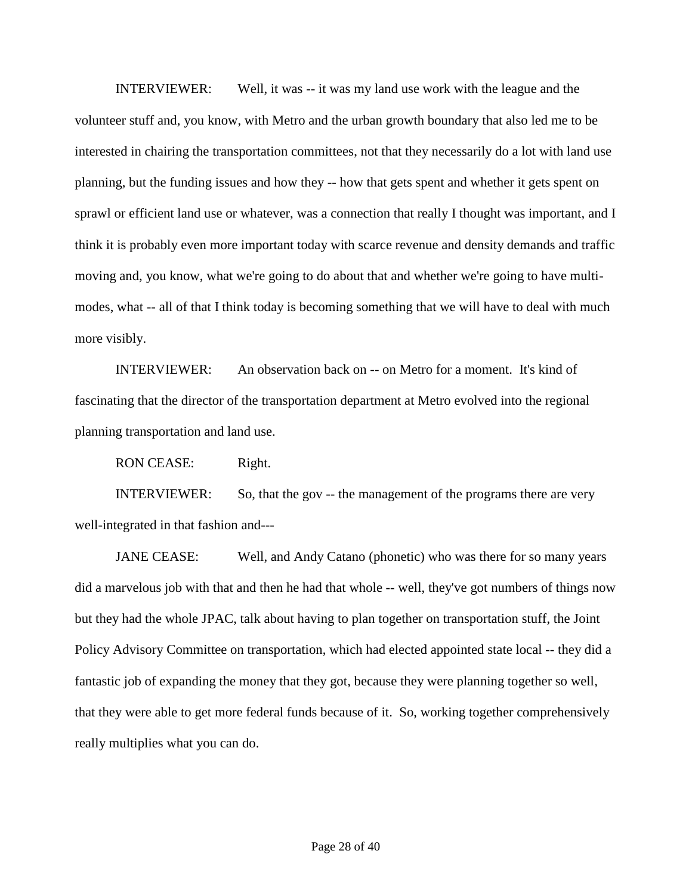INTERVIEWER: Well, it was -- it was my land use work with the league and the volunteer stuff and, you know, with Metro and the urban growth boundary that also led me to be interested in chairing the transportation committees, not that they necessarily do a lot with land use planning, but the funding issues and how they -- how that gets spent and whether it gets spent on sprawl or efficient land use or whatever, was a connection that really I thought was important, and I think it is probably even more important today with scarce revenue and density demands and traffic moving and, you know, what we're going to do about that and whether we're going to have multi-modes, what -- all of that I think today is becoming something that we will have to deal with much more visibly.

INTERVIEWER: An observation back on -- on Metro for a moment. It's kind of fascinating that the director of the transportation department at Metro evolved into the regional planning transportation and land use.

RON CEASE: Right.

INTERVIEWER: So, that the gov -- the management of the programs there are very well-integrated in that fashion and---

JANE CEASE: Well, and Andy Catano (phonetic) who was there for so many years did a marvelous job with that and then he had that whole -- well, they've got numbers of things now but they had the whole JPAC, talk about having to plan together on transportation stuff, the Joint Policy Advisory Committee on transportation, which had elected appointed state local -- they did a fantastic job of expanding the money that they got, because they were planning together so well, that they were able to get more federal funds because of it. So, working together comprehensively really multiplies what you can do.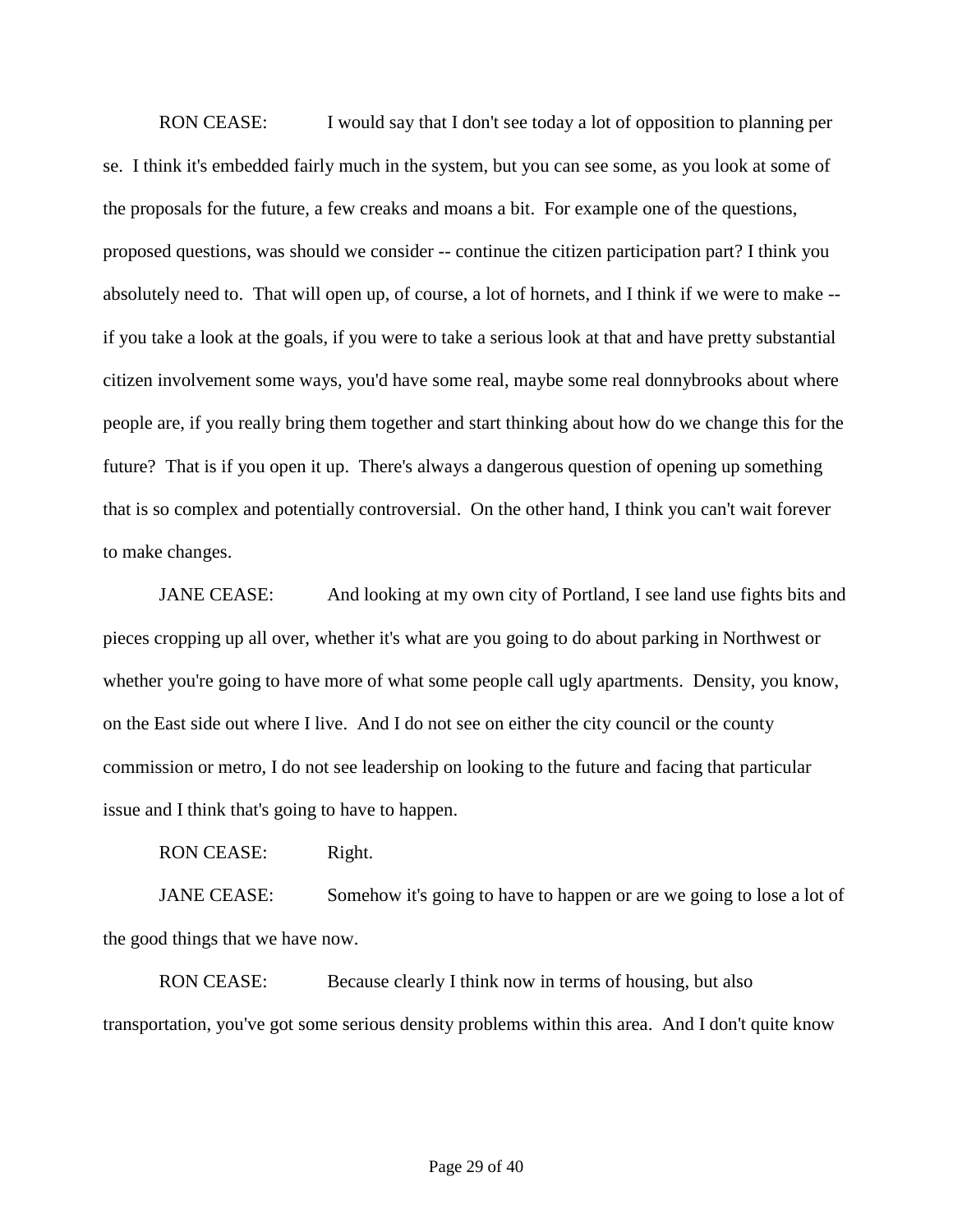RON CEASE: I would say that I don't see today a lot of opposition to planning per se. I think it's embedded fairly much in the system, but you can see some, as you look at some of the proposals for the future, a few creaks and moans a bit. For example one of the questions, proposed questions, was should we consider -- continue the citizen participation part? I think you absolutely need to. That will open up, of course, a lot of hornets, and I think if we were to make -- if you take a look at the goals, if you were to take a serious look at that and have pretty substantial citizen involvement some ways, you'd have some real, maybe some real donnybrooks about where people are, if you really bring them together and start thinking about how do we change this for the future? That is if you open it up. There's always a dangerous question of opening up something that is so complex and potentially controversial. On the other hand, I think you can't wait forever to make changes.

JANE CEASE: And looking at my own city of Portland, I see land use fights bits and pieces cropping up all over, whether it's what are you going to do about parking in Northwest or whether you're going to have more of what some people call ugly apartments. Density, you know, on the East side out where I live. And I do not see on either the city council or the county commission or metro, I do not see leadership on looking to the future and facing that particular issue and I think that's going to have to happen.

RON CEASE: Right.

JANE CEASE: Somehow it's going to have to happen or are we going to lose a lot of the good things that we have now.

RON CEASE: Because clearly I think now in terms of housing, but also transportation, you've got some serious density problems within this area. And I don't quite know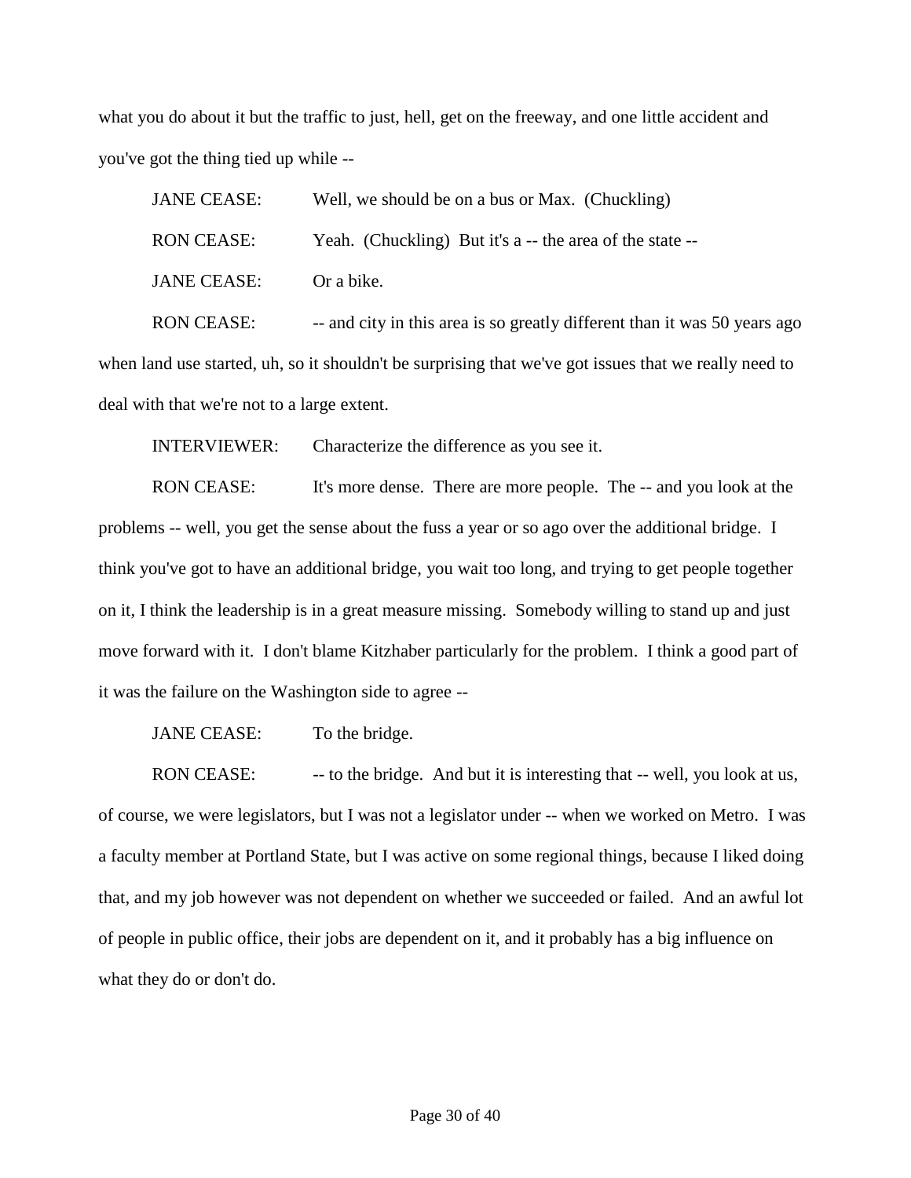what you do about it but the traffic to just, hell, get on the freeway, and one little accident and you've got the thing tied up while --

JANE CEASE: Well, we should be on a bus or Max. (Chuckling)

RON CEASE: Yeah. (Chuckling) But it's a -- the area of the state --

JANE CEASE: Or a bike.

RON CEASE: -- and city in this area is so greatly different than it was 50 years ago when land use started, uh, so it shouldn't be surprising that we've got issues that we really need to deal with that we're not to a large extent.

INTERVIEWER: Characterize the difference as you see it.

RON CEASE: It's more dense. There are more people. The -- and you look at the problems -- well, you get the sense about the fuss a year or so ago over the additional bridge. I think you've got to have an additional bridge, you wait too long, and trying to get people together on it, I think the leadership is in a great measure missing. Somebody willing to stand up and just move forward with it. I don't blame Kitzhaber particularly for the problem. I think a good part of it was the failure on the Washington side to agree --

JANE CEASE: To the bridge.

RON CEASE: -- to the bridge. And but it is interesting that -- well, you look at us, of course, we were legislators, but I was not a legislator under -- when we worked on Metro. I was a faculty member at Portland State, but I was active on some regional things, because I liked doing that, and my job however was not dependent on whether we succeeded or failed. And an awful lot of people in public office, their jobs are dependent on it, and it probably has a big influence on what they do or don't do.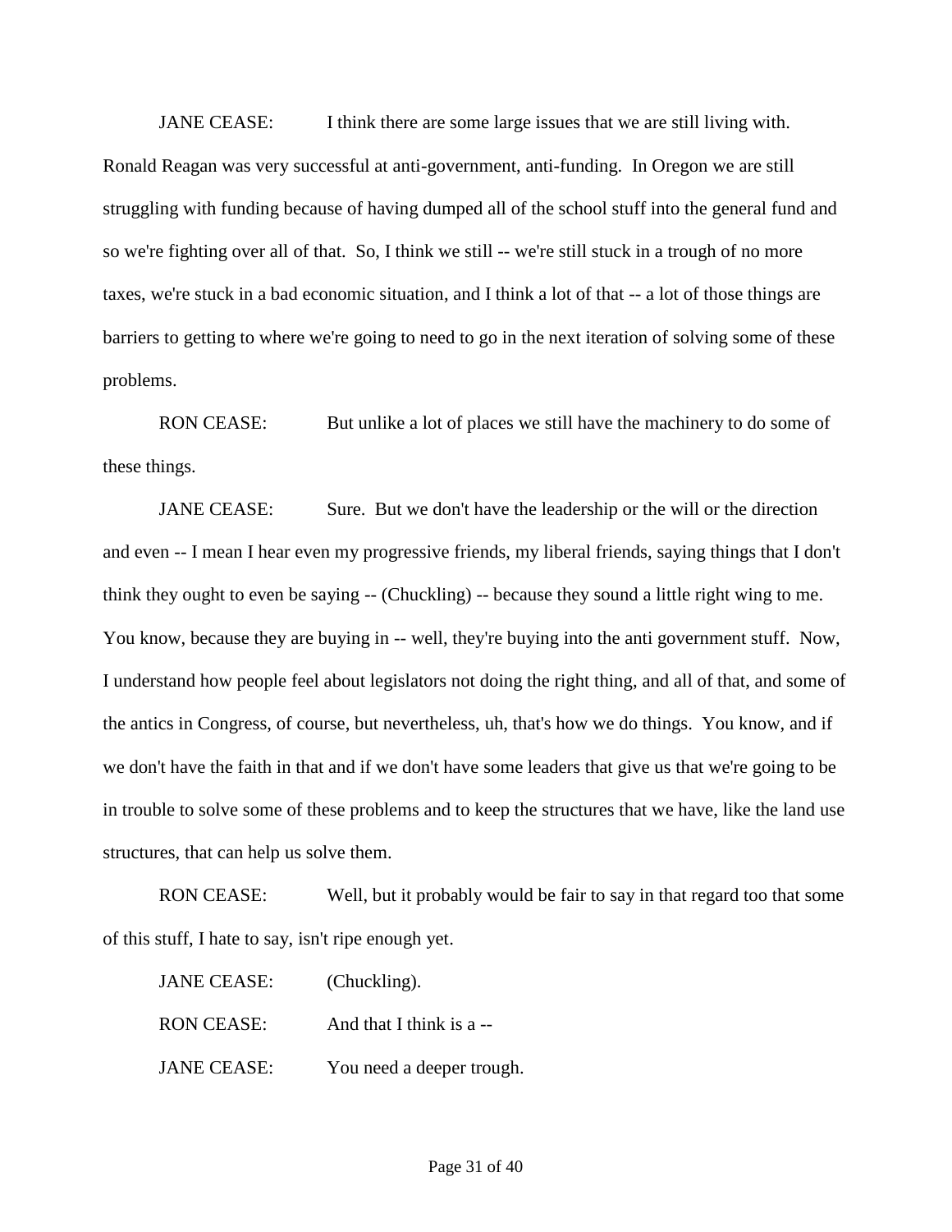JANE CEASE: I think there are some large issues that we are still living with. Ronald Reagan was very successful at anti-government, anti-funding. In Oregon we are still struggling with funding because of having dumped all of the school stuff into the general fund and so we're fighting over all of that. So, I think we still -- we're still stuck in a trough of no more taxes, we're stuck in a bad economic situation, and I think a lot of that -- a lot of those things are barriers to getting to where we're going to need to go in the next iteration of solving some of these problems.

RON CEASE: But unlike a lot of places we still have the machinery to do some of these things.

JANE CEASE: Sure. But we don't have the leadership or the will or the direction and even -- I mean I hear even my progressive friends, my liberal friends, saying things that I don't think they ought to even be saying -- (Chuckling) -- because they sound a little right wing to me. You know, because they are buying in -- well, they're buying into the anti government stuff. Now, I understand how people feel about legislators not doing the right thing, and all of that, and some of the antics in Congress, of course, but nevertheless, uh, that's how we do things. You know, and if we don't have the faith in that and if we don't have some leaders that give us that we're going to be in trouble to solve some of these problems and to keep the structures that we have, like the land use structures, that can help us solve them.

RON CEASE: Well, but it probably would be fair to say in that regard too that some of this stuff, I hate to say, isn't ripe enough yet.

JANE CEASE: (Chuckling).

RON CEASE: And that I think is a --

JANE CEASE: You need a deeper trough.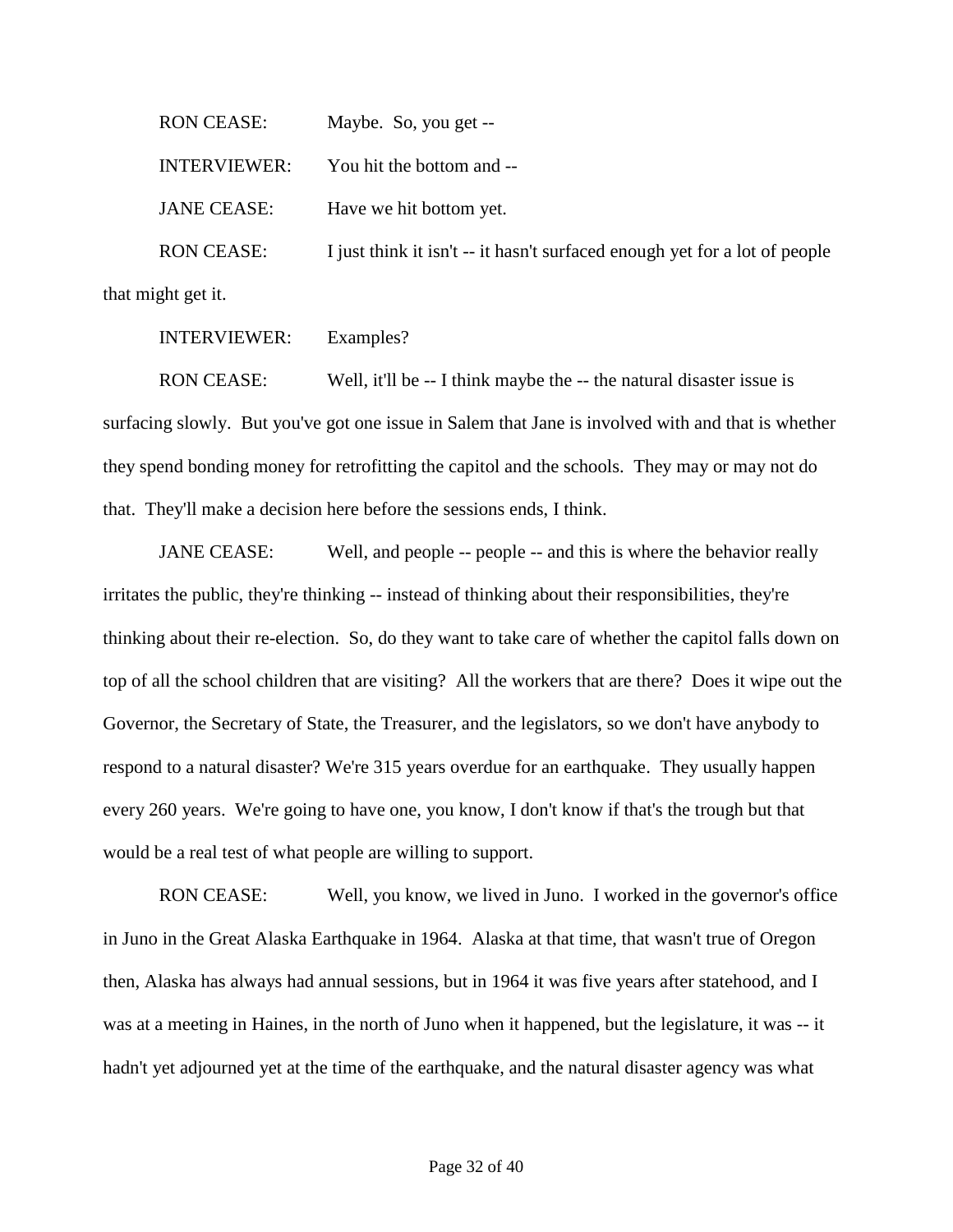RON CEASE: Maybe. So, you get --

INTERVIEWER: You hit the bottom and --

JANE CEASE: Have we hit bottom yet.

RON CEASE: I just think it isn't -- it hasn't surfaced enough yet for a lot of people that might get it.

INTERVIEWER: Examples?

RON CEASE: Well, it'll be -- I think maybe the -- the natural disaster issue is surfacing slowly. But you've got one issue in Salem that Jane is involved with and that is whether they spend bonding money for retrofitting the capitol and the schools. They may or may not do that. They'll make a decision here before the sessions ends, I think.

JANE CEASE: Well, and people -- people -- and this is where the behavior really irritates the public, they're thinking -- instead of thinking about their responsibilities, they're thinking about their re-election. So, do they want to take care of whether the capitol falls down on top of all the school children that are visiting? All the workers that are there? Does it wipe out the Governor, the Secretary of State, the Treasurer, and the legislators, so we don't have anybody to respond to a natural disaster? We're 315 years overdue for an earthquake. They usually happen every 260 years. We're going to have one, you know, I don't know if that's the trough but that would be a real test of what people are willing to support.

RON CEASE: Well, you know, we lived in Juno. I worked in the governor's office in Juno in the Great Alaska Earthquake in 1964. Alaska at that time, that wasn't true of Oregon then, Alaska has always had annual sessions, but in 1964 it was five years after statehood, and I was at a meeting in Haines, in the north of Juno when it happened, but the legislature, it was -- it hadn't yet adjourned yet at the time of the earthquake, and the natural disaster agency was what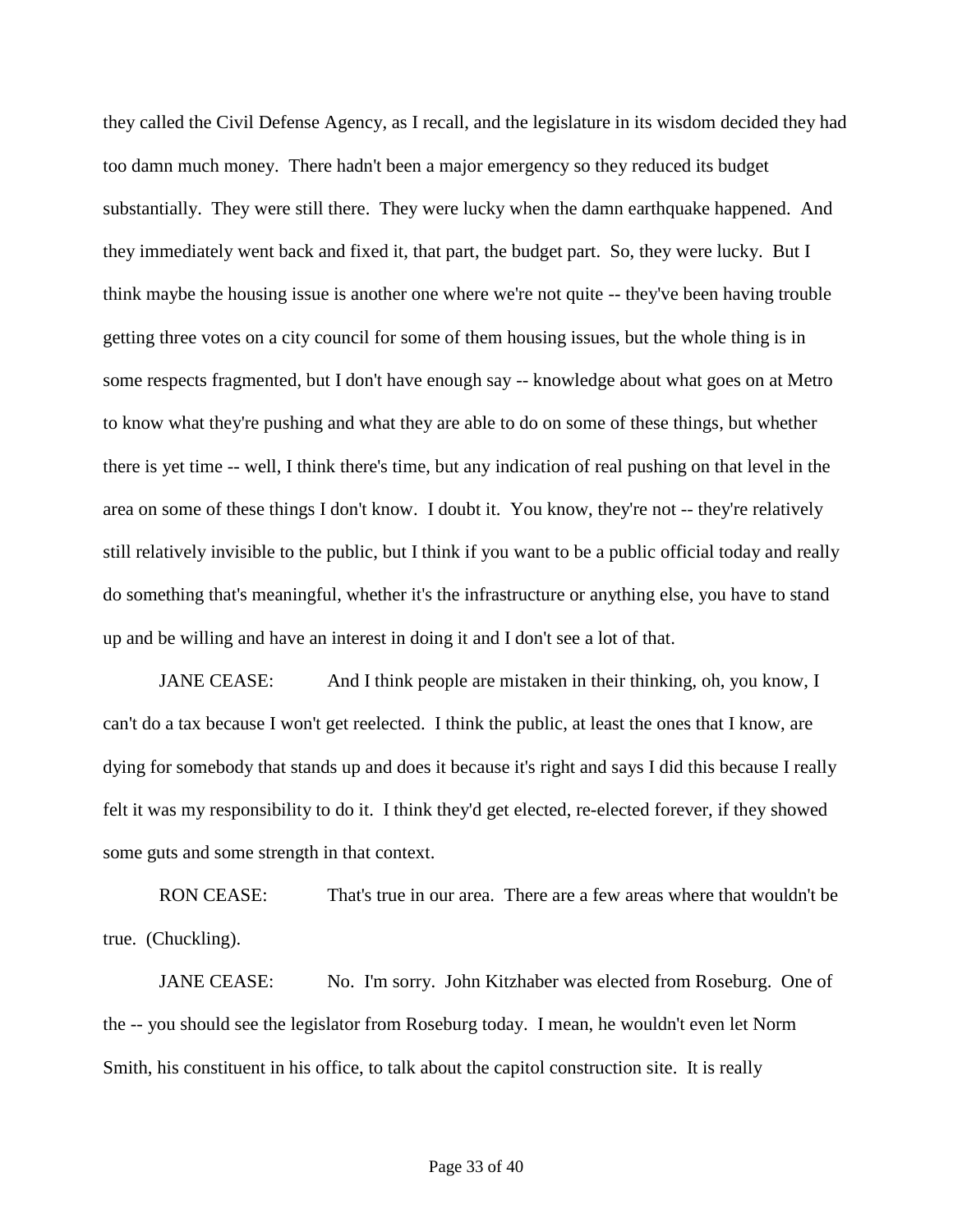they called the Civil Defense Agency, as I recall, and the legislature in its wisdom decided they had too damn much money. There hadn't been a major emergency so they reduced its budget substantially. They were still there. They were lucky when the damn earthquake happened. And they immediately went back and fixed it, that part, the budget part. So, they were lucky. But I think maybe the housing issue is another one where we're not quite -- they've been having trouble getting three votes on a city council for some of them housing issues, but the whole thing is in some respects fragmented, but I don't have enough say -- knowledge about what goes on at Metro to know what they're pushing and what they are able to do on some of these things, but whether there is yet time -- well, I think there's time, but any indication of real pushing on that level in the area on some of these things I don't know. I doubt it. You know, they're not -- they're relatively still relatively invisible to the public, but I think if you want to be a public official today and really do something that's meaningful, whether it's the infrastructure or anything else, you have to stand up and be willing and have an interest in doing it and I don't see a lot of that.

JANE CEASE: And I think people are mistaken in their thinking, oh, you know, I can't do a tax because I won't get reelected. I think the public, at least the ones that I know, are dying for somebody that stands up and does it because it's right and says I did this because I really felt it was my responsibility to do it. I think they'd get elected, re-elected forever, if they showed some guts and some strength in that context.

RON CEASE: That's true in our area. There are a few areas where that wouldn't be true. (Chuckling).

JANE CEASE: No. I'm sorry. John Kitzhaber was elected from Roseburg. One of the -- you should see the legislator from Roseburg today. I mean, he wouldn't even let Norm Smith, his constituent in his office, to talk about the capitol construction site. It is really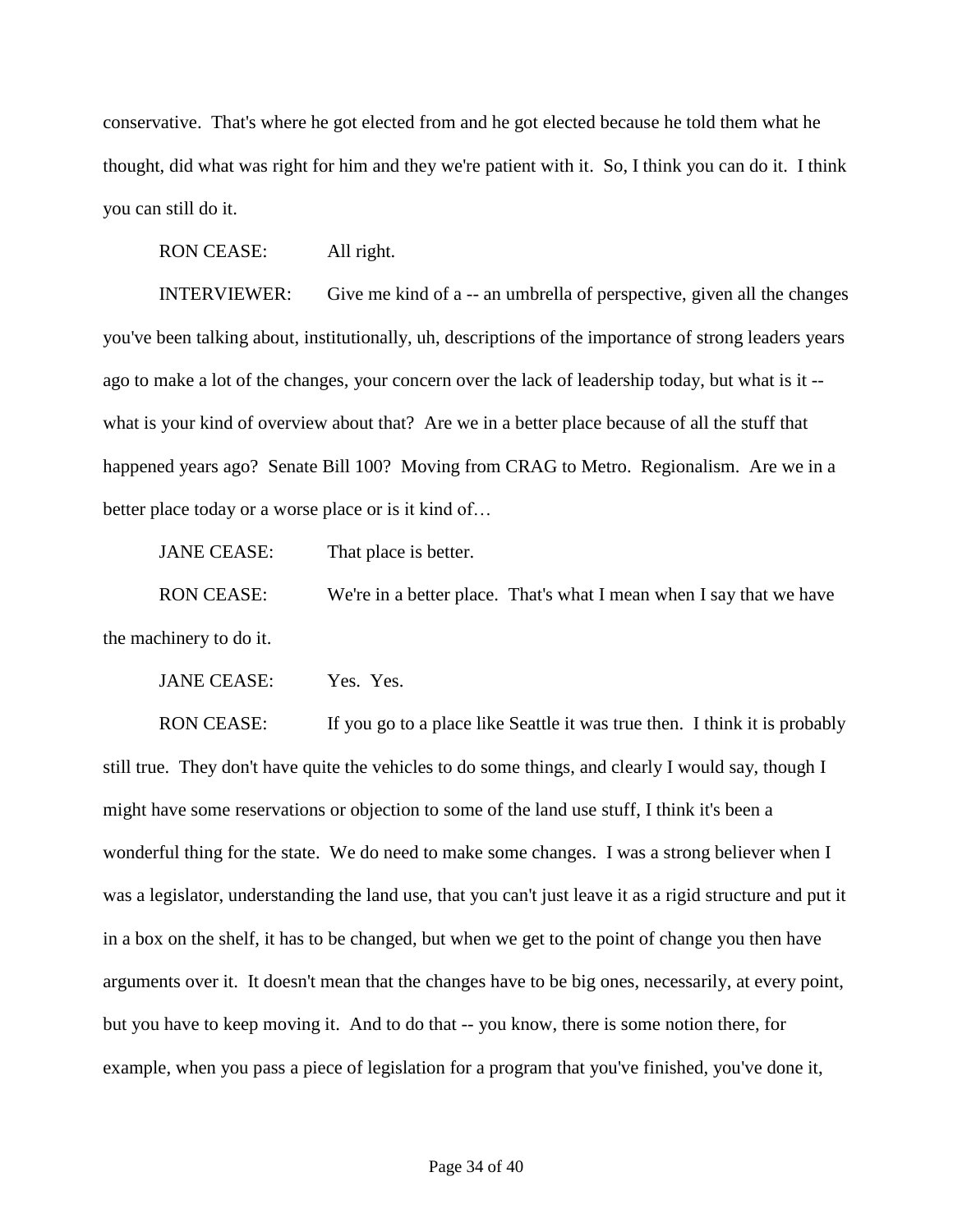conservative. That's where he got elected from and he got elected because he told them what he thought, did what was right for him and they we're patient with it. So, I think you can do it. I think you can still do it.

RON CEASE: All right.

INTERVIEWER: Give me kind of a -- an umbrella of perspective, given all the changes you've been talking about, institutionally, uh, descriptions of the importance of strong leaders years ago to make a lot of the changes, your concern over the lack of leadership today, but what is it -- what is your kind of overview about that? Are we in a better place because of all the stuff that happened years ago? Senate Bill 100? Moving from CRAG to Metro. Regionalism. Are we in a better place today or a worse place or is it kind of…

JANE CEASE: That place is better.

RON CEASE: We're in a better place. That's what I mean when I say that we have the machinery to do it.

JANE CEASE: Yes. Yes.

RON CEASE: If you go to a place like Seattle it was true then. I think it is probably still true. They don't have quite the vehicles to do some things, and clearly I would say, though I might have some reservations or objection to some of the land use stuff, I think it's been a wonderful thing for the state. We do need to make some changes. I was a strong believer when I was a legislator, understanding the land use, that you can't just leave it as a rigid structure and put it in a box on the shelf, it has to be changed, but when we get to the point of change you then have arguments over it. It doesn't mean that the changes have to be big ones, necessarily, at every point, but you have to keep moving it. And to do that -- you know, there is some notion there, for example, when you pass a piece of legislation for a program that you've finished, you've done it,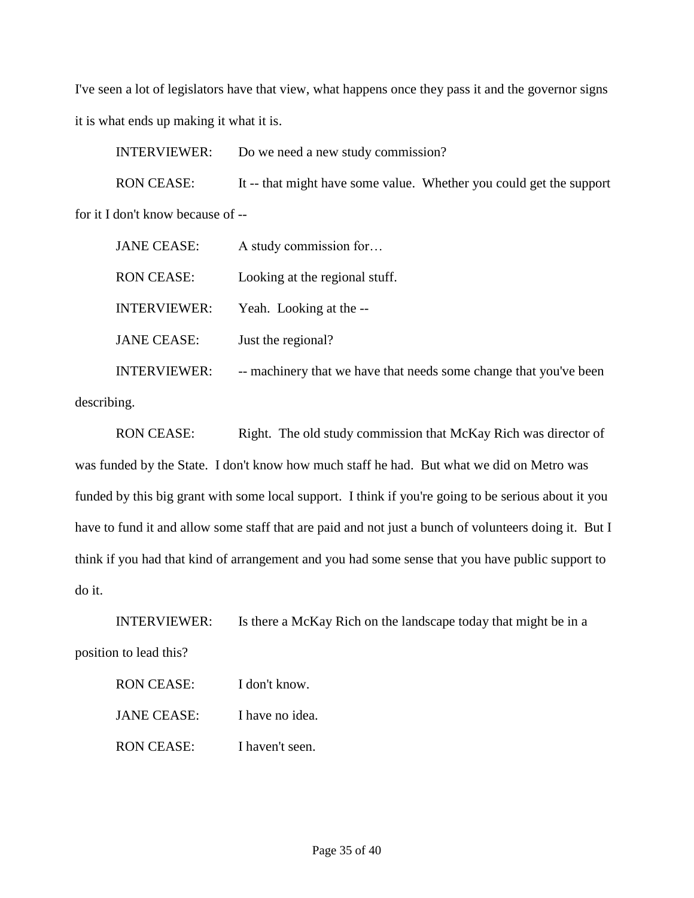I've seen a lot of legislators have that view, what happens once they pass it and the governor signs it is what ends up making it what it is.

INTERVIEWER: Do we need a new study commission?

RON CEASE: It -- that might have some value. Whether you could get the support for it I don't know because of --

JANE CEASE: A study commission for…

RON CEASE: Looking at the regional stuff.

INTERVIEWER: Yeah. Looking at the --

JANE CEASE: Just the regional?

INTERVIEWER: -- machinery that we have that needs some change that you've been describing.

RON CEASE: Right. The old study commission that McKay Rich was director of was funded by the State. I don't know how much staff he had. But what we did on Metro was funded by this big grant with some local support. I think if you're going to be serious about it you have to fund it and allow some staff that are paid and not just a bunch of volunteers doing it. But I think if you had that kind of arrangement and you had some sense that you have public support to do it.

INTERVIEWER: Is there a McKay Rich on the landscape today that might be in a position to lead this?

RON CEASE: I don't know.

JANE CEASE: I have no idea.

RON CEASE: I haven't seen.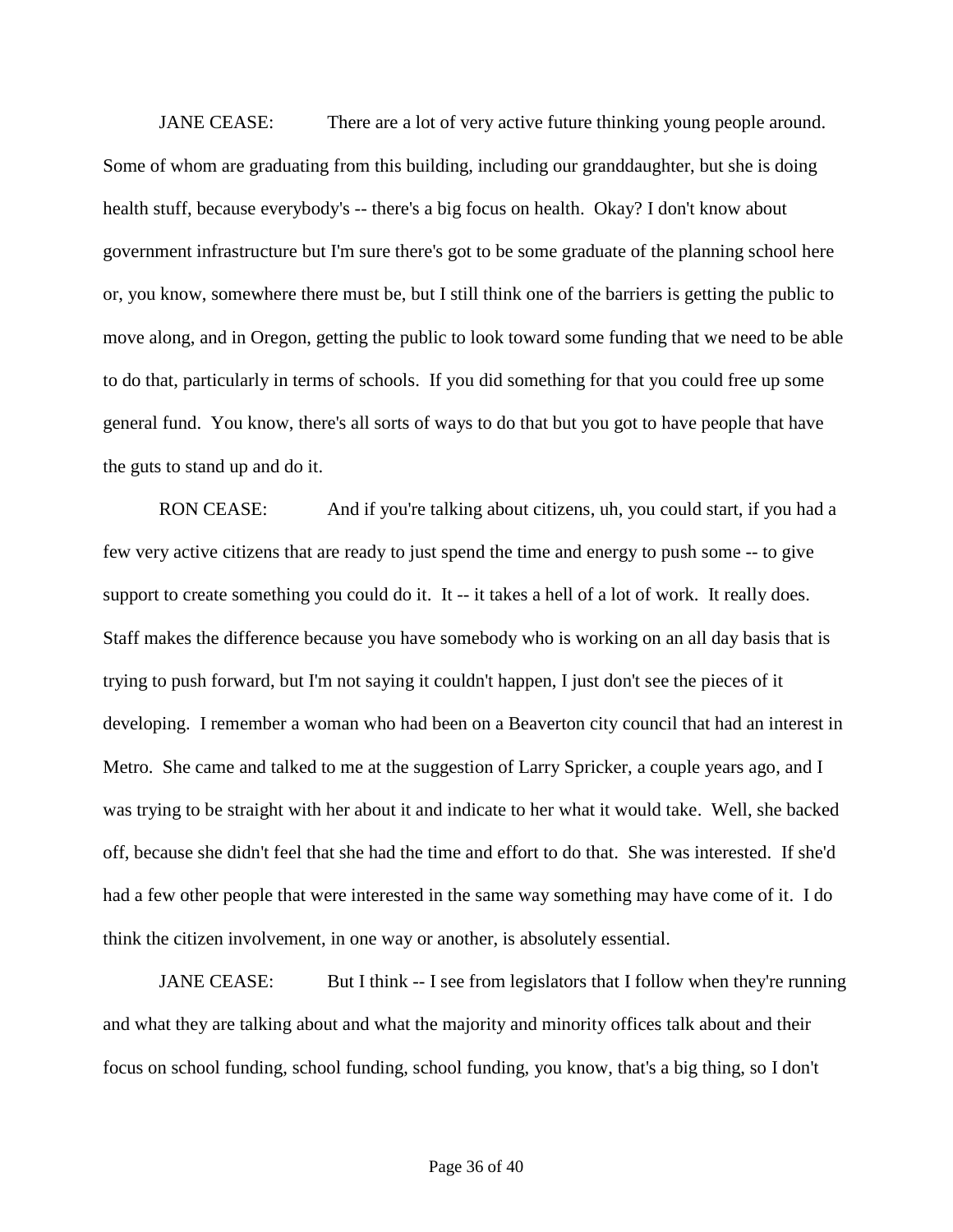JANE CEASE: There are a lot of very active future thinking young people around. Some of whom are graduating from this building, including our granddaughter, but she is doing health stuff, because everybody's -- there's a big focus on health. Okay? I don't know about government infrastructure but I'm sure there's got to be some graduate of the planning school here or, you know, somewhere there must be, but I still think one of the barriers is getting the public to move along, and in Oregon, getting the public to look toward some funding that we need to be able to do that, particularly in terms of schools. If you did something for that you could free up some general fund. You know, there's all sorts of ways to do that but you got to have people that have the guts to stand up and do it.

RON CEASE: And if you're talking about citizens, uh, you could start, if you had a few very active citizens that are ready to just spend the time and energy to push some -- to give support to create something you could do it. It -- it takes a hell of a lot of work. It really does. Staff makes the difference because you have somebody who is working on an all day basis that is trying to push forward, but I'm not saying it couldn't happen, I just don't see the pieces of it developing. I remember a woman who had been on a Beaverton city council that had an interest in Metro. She came and talked to me at the suggestion of Larry Spricker, a couple years ago, and I was trying to be straight with her about it and indicate to her what it would take. Well, she backed off, because she didn't feel that she had the time and effort to do that. She was interested. If she'd had a few other people that were interested in the same way something may have come of it. I do think the citizen involvement, in one way or another, is absolutely essential.

JANE CEASE: But I think -- I see from legislators that I follow when they're running and what they are talking about and what the majority and minority offices talk about and their focus on school funding, school funding, school funding, you know, that's a big thing, so I don't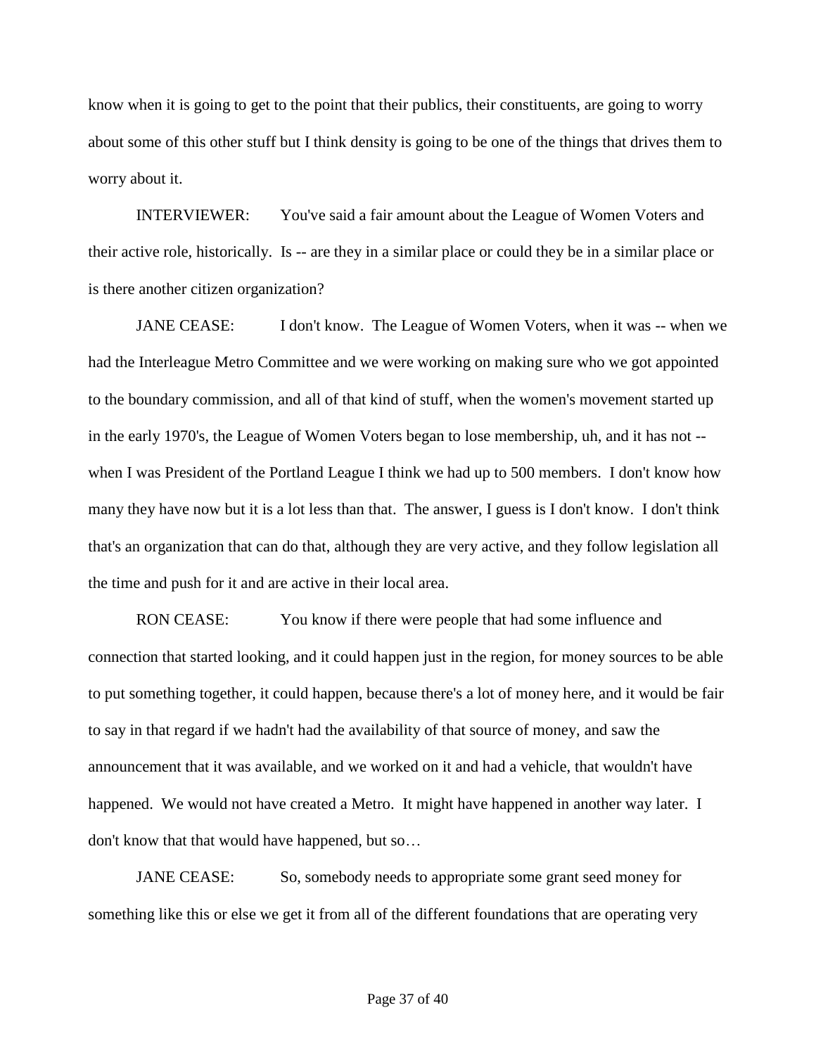know when it is going to get to the point that their publics, their constituents, are going to worry about some of this other stuff but I think density is going to be one of the things that drives them to worry about it.

INTERVIEWER: You've said a fair amount about the League of Women Voters and their active role, historically. Is -- are they in a similar place or could they be in a similar place or is there another citizen organization?

JANE CEASE: I don't know. The League of Women Voters, when it was -- when we had the Interleague Metro Committee and we were working on making sure who we got appointed to the boundary commission, and all of that kind of stuff, when the women's movement started up in the early 1970's, the League of Women Voters began to lose membership, uh, and it has not -- when I was President of the Portland League I think we had up to 500 members. I don't know how many they have now but it is a lot less than that. The answer, I guess is I don't know. I don't think that's an organization that can do that, although they are very active, and they follow legislation all the time and push for it and are active in their local area.

RON CEASE: You know if there were people that had some influence and connection that started looking, and it could happen just in the region, for money sources to be able to put something together, it could happen, because there's a lot of money here, and it would be fair to say in that regard if we hadn't had the availability of that source of money, and saw the announcement that it was available, and we worked on it and had a vehicle, that wouldn't have happened. We would not have created a Metro. It might have happened in another way later. I don't know that that would have happened, but so…

JANE CEASE: So, somebody needs to appropriate some grant seed money for something like this or else we get it from all of the different foundations that are operating very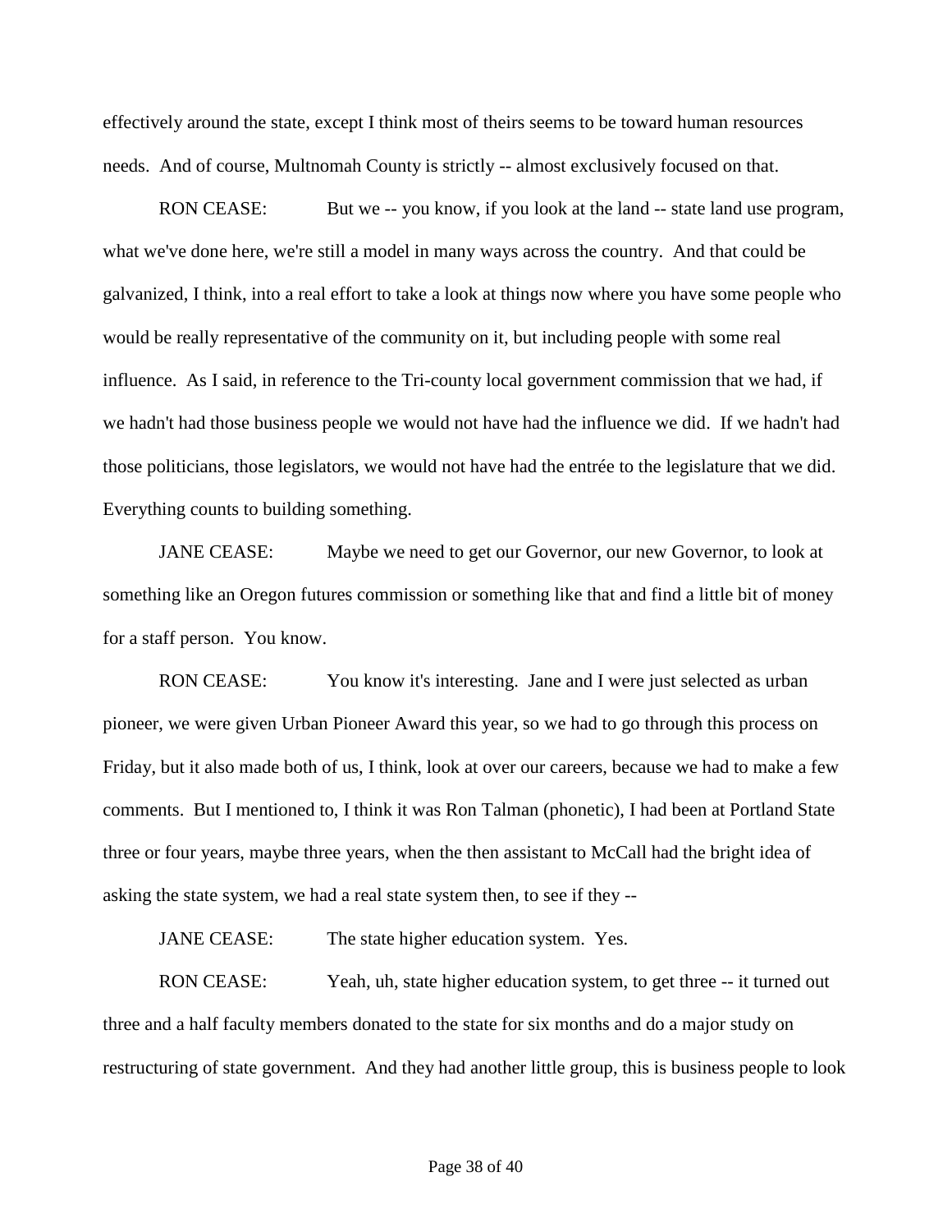effectively around the state, except I think most of theirs seems to be toward human resources needs. And of course, Multnomah County is strictly -- almost exclusively focused on that.

RON CEASE: But we -- you know, if you look at the land -- state land use program, what we've done here, we're still a model in many ways across the country. And that could be galvanized, I think, into a real effort to take a look at things now where you have some people who would be really representative of the community on it, but including people with some real influence. As I said, in reference to the Tri-county local government commission that we had, if we hadn't had those business people we would not have had the influence we did. If we hadn't had those politicians, those legislators, we would not have had the entrée to the legislature that we did. Everything counts to building something.

JANE CEASE: Maybe we need to get our Governor, our new Governor, to look at something like an Oregon futures commission or something like that and find a little bit of money for a staff person. You know.

RON CEASE: You know it's interesting. Jane and I were just selected as urban pioneer, we were given Urban Pioneer Award this year, so we had to go through this process on Friday, but it also made both of us, I think, look at over our careers, because we had to make a few comments. But I mentioned to, I think it was Ron Talman (phonetic), I had been at Portland State three or four years, maybe three years, when the then assistant to McCall had the bright idea of asking the state system, we had a real state system then, to see if they --

JANE CEASE: The state higher education system. Yes.

RON CEASE: Yeah, uh, state higher education system, to get three -- it turned out three and a half faculty members donated to the state for six months and do a major study on restructuring of state government. And they had another little group, this is business people to look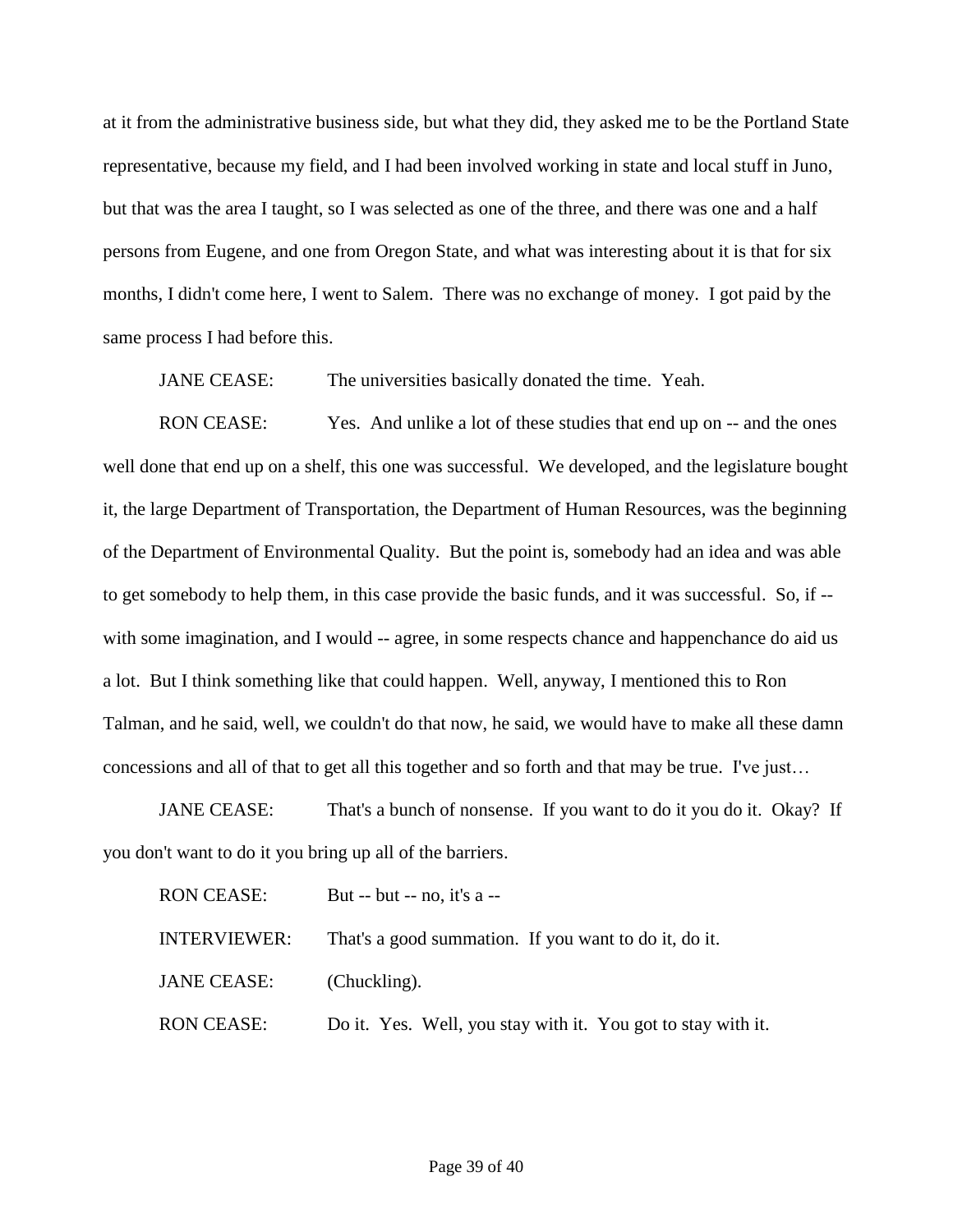at it from the administrative business side, but what they did, they asked me to be the Portland State representative, because my field, and I had been involved working in state and local stuff in Juno, but that was the area I taught, so I was selected as one of the three, and there was one and a half persons from Eugene, and one from Oregon State, and what was interesting about it is that for six months, I didn't come here, I went to Salem. There was no exchange of money. I got paid by the same process I had before this.

JANE CEASE: The universities basically donated the time. Yeah.

RON CEASE: Yes. And unlike a lot of these studies that end up on -- and the ones well done that end up on a shelf, this one was successful. We developed, and the legislature bought it, the large Department of Transportation, the Department of Human Resources, was the beginning of the Department of Environmental Quality. But the point is, somebody had an idea and was able to get somebody to help them, in this case provide the basic funds, and it was successful. So, if -- with some imagination, and I would -- agree, in some respects chance and happenchance do aid us a lot. But I think something like that could happen. Well, anyway, I mentioned this to Ron Talman, and he said, well, we couldn't do that now, he said, we would have to make all these damn concessions and all of that to get all this together and so forth and that may be true. I've just…

JANE CEASE: That's a bunch of nonsense. If you want to do it you do it. Okay? If you don't want to do it you bring up all of the barriers.

RON CEASE: But -- but -- no, it's a --

INTERVIEWER: That's a good summation. If you want to do it, do it.

JANE CEASE: (Chuckling).

RON CEASE: Do it. Yes. Well, you stay with it. You got to stay with it.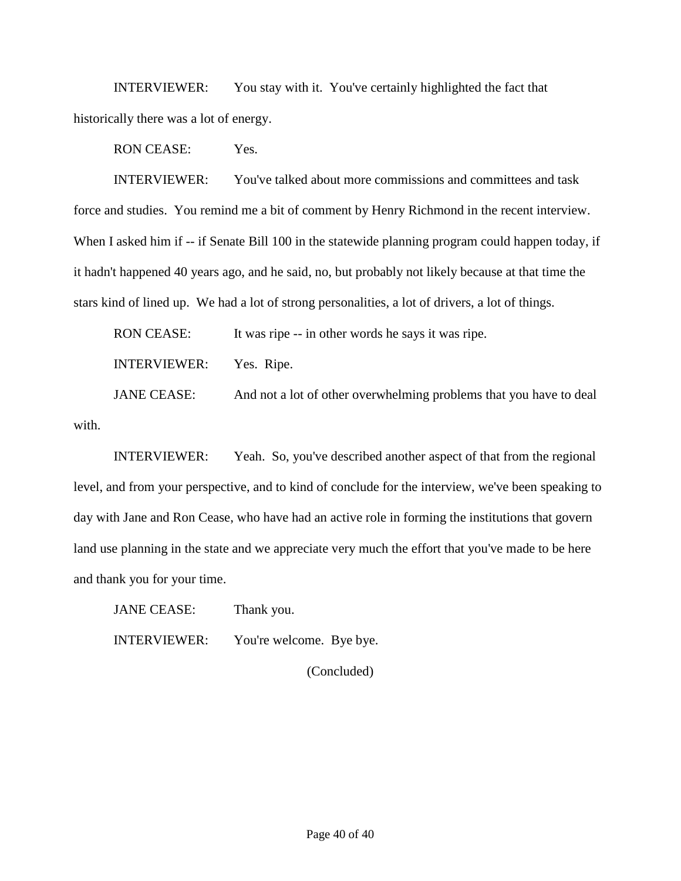INTERVIEWER: You stay with it. You've certainly highlighted the fact that historically there was a lot of energy.

RON CEASE: Yes.

INTERVIEWER: You've talked about more commissions and committees and task force and studies. You remind me a bit of comment by Henry Richmond in the recent interview. When I asked him if -- if Senate Bill 100 in the statewide planning program could happen today, if it hadn't happened 40 years ago, and he said, no, but probably not likely because at that time the stars kind of lined up. We had a lot of strong personalities, a lot of drivers, a lot of things.

RON CEASE: It was ripe -- in other words he says it was ripe.

INTERVIEWER: Yes. Ripe.

JANE CEASE: And not a lot of other overwhelming problems that you have to deal with.

INTERVIEWER: Yeah. So, you've described another aspect of that from the regional level, and from your perspective, and to kind of conclude for the interview, we've been speaking to day with Jane and Ron Cease, who have had an active role in forming the institutions that govern land use planning in the state and we appreciate very much the effort that you've made to be here and thank you for your time.

JANE CEASE: Thank you.

INTERVIEWER: You're welcome. Bye bye.

(Concluded)